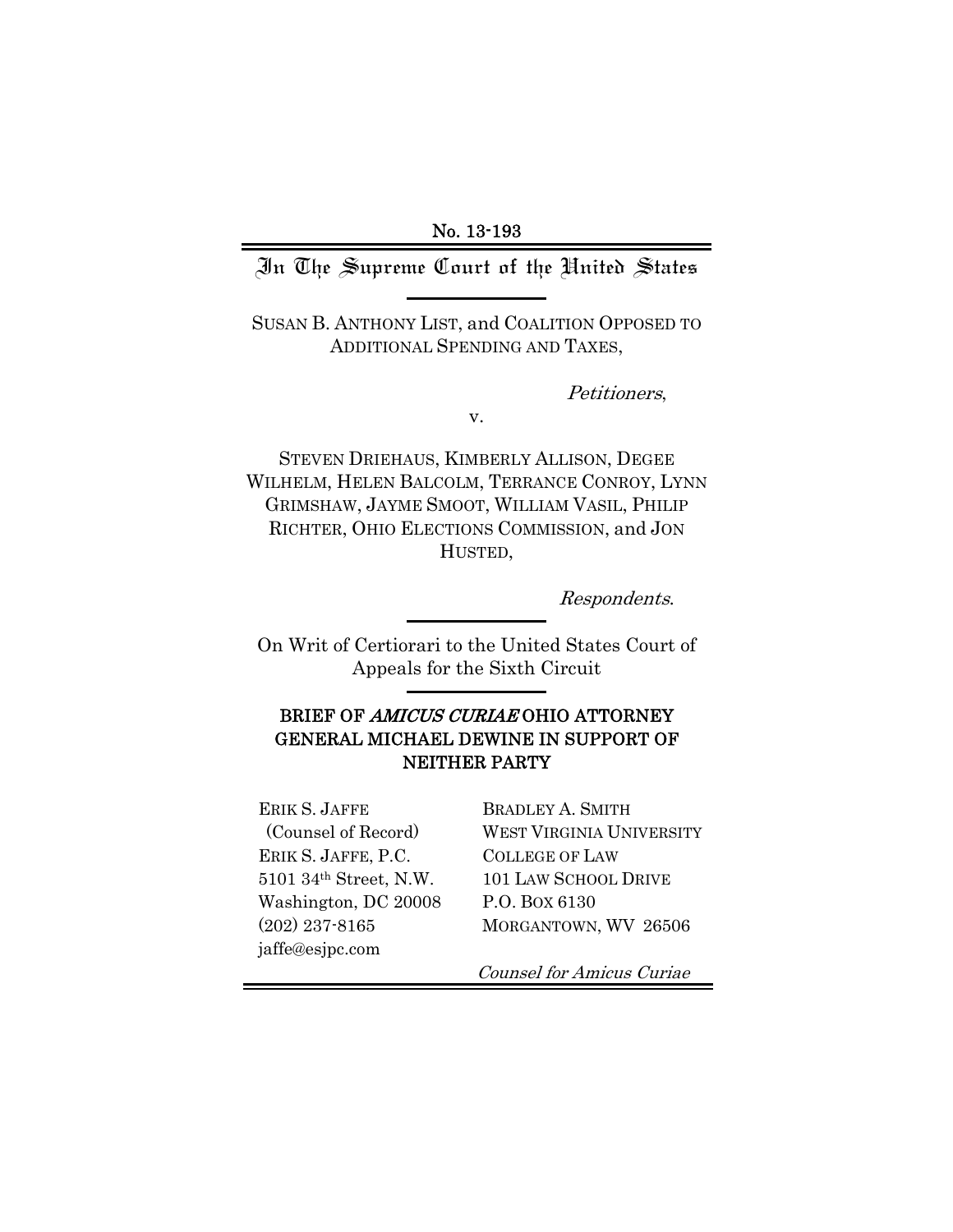No. 13-193

# In The Supreme Court of the United States

SUSAN B. ANTHONY LIST, and COALITION OPPOSED TO ADDITIONAL SPENDING AND TAXES,

*Petitioners*,

v.

STEVEN DRIEHAUS, KIMBERLY ALLISON, DEGEE WILHELM, HELEN BALCOLM, TERRANCE CONROY, LYNN GRIMSHAW, JAYME SMOOT, WILLIAM VASIL, PHILIP RICHTER, OHIO ELECTIONS COMMISSION, and JON HUSTED,

*Respondents*.

On Writ of Certiorari to the United States Court of Appeals for the Sixth Circuit

## BRIEF OF *AMICUS CURIAE* OHIO ATTORNEY GENERAL MICHAEL DEWINE IN SUPPORT OF NEITHER PARTY

ERIK S. JAFFE
(Counsel of Record)
ERIK S. JAFFE, P.C.
5101 34th Street, N.W.
Washington, DC 20008
(202) 237-8165
jaffe@esjpc.com

BRADLEY A. SMITH
WEST VIRGINIA UNIVERSITY COLLEGE OF LAW
101 LAW SCHOOL DRIVE
P.O. BOX 6130
MORGANTOWN, WV 26506

*Counsel for Amicus Curiae*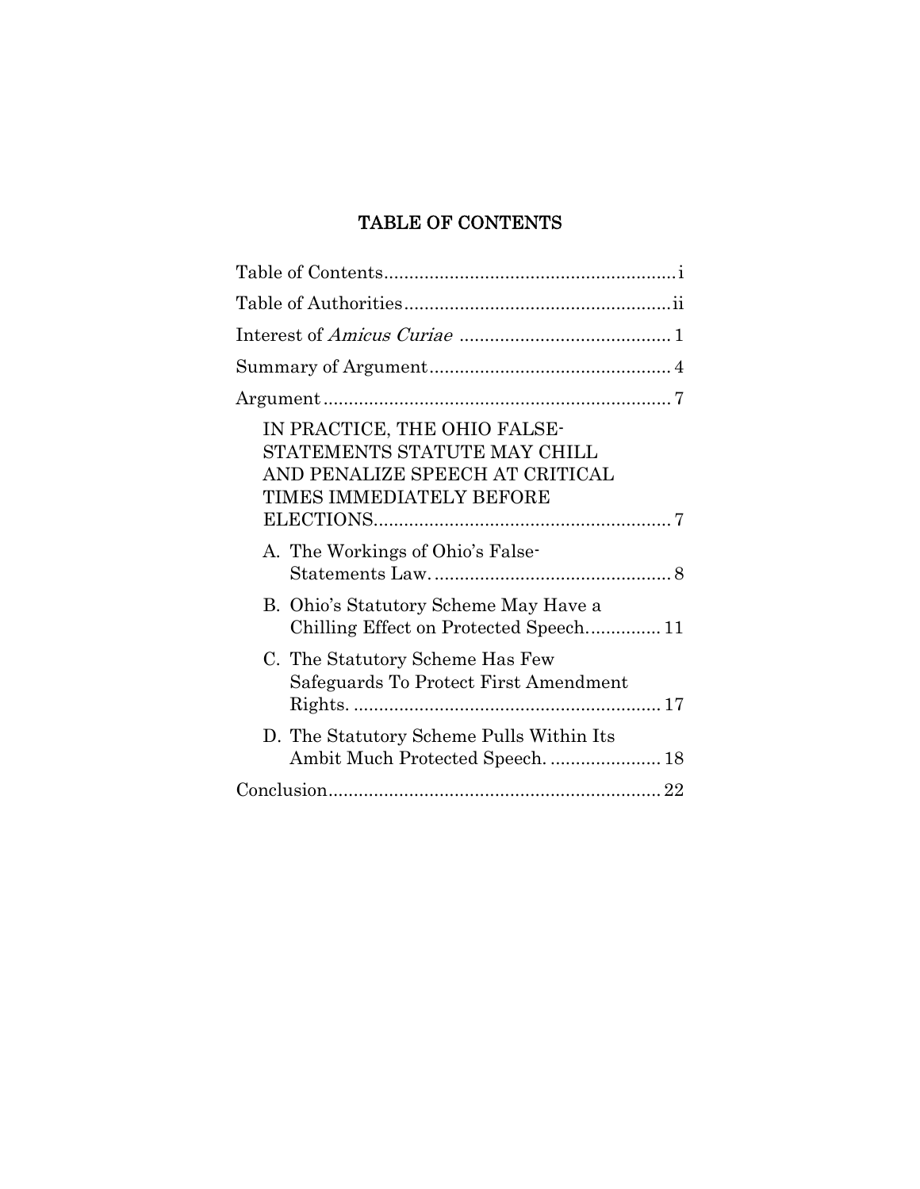## TABLE OF CONTENTS

| | |
|---|---|
| Table of Contents | i |
| Table of Authorities | ii |
| Interest of *Amicus Curiae* | 1 |
| Summary of Argument | 4 |
| Argument | 7 |
| IN PRACTICE, THE OHIO FALSE-STATEMENTS STATUTE MAY CHILL AND PENALIZE SPEECH AT CRITICAL TIMES IMMEDIATELY BEFORE ELECTIONS | 7 |
| A. The Workings of Ohio's False-Statements Law. | 8 |
| B. Ohio's Statutory Scheme May Have a Chilling Effect on Protected Speech. | 11 |
| C. The Statutory Scheme Has Few Safeguards To Protect First Amendment Rights. | 17 |
| D. The Statutory Scheme Pulls Within Its Ambit Much Protected Speech. | 18 |
| Conclusion | 22 |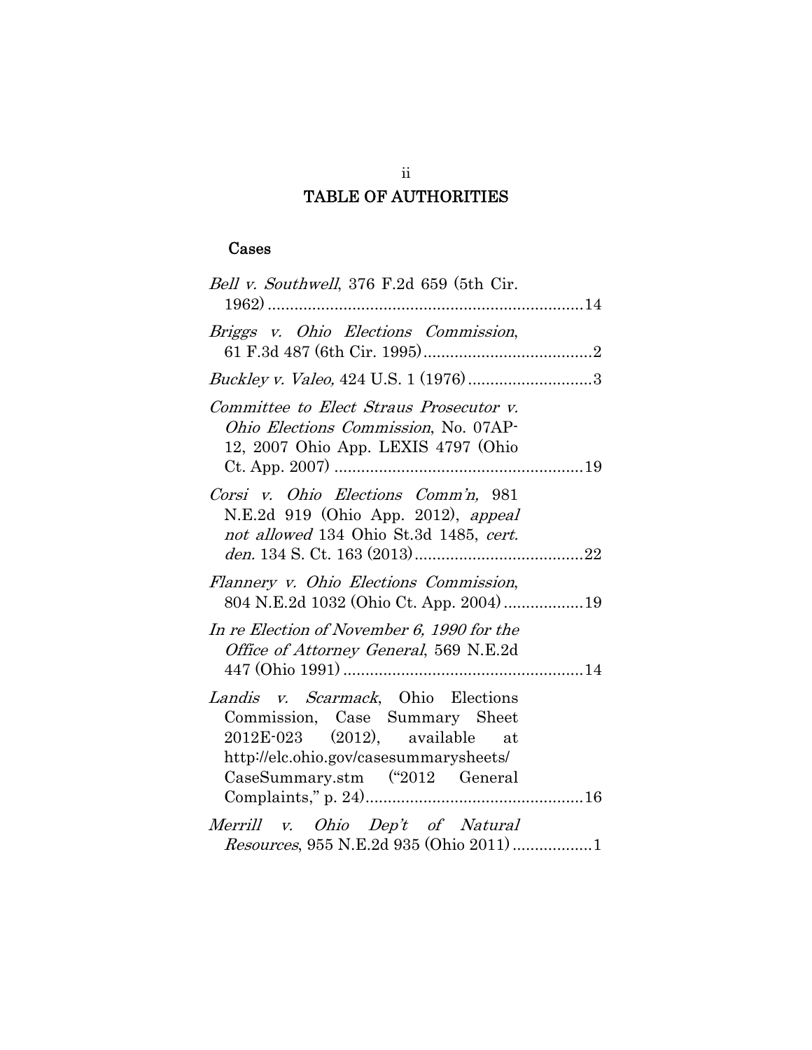# TABLE OF AUTHORITIES

## Cases

*Bell v. Southwell*, 376 F.2d 659 (5th Cir. 1962) ........................................................................14

*Briggs v. Ohio Elections Commission*, 61 F.3d 487 (6th Cir. 1995) ........................................2

*Buckley v. Valeo,* 424 U.S. 1 (1976) ............................3

*Committee to Elect Straus Prosecutor v. Ohio Elections Commission*, No. 07AP-12, 2007 Ohio App. LEXIS 4797 (Ohio Ct. App. 2007) ........................................................19

*Corsi v. Ohio Elections Comm'n,* 981 N.E.2d 919 (Ohio App. 2012), *appeal not allowed* 134 Ohio St.3d 1485, *cert. den.* 134 S. Ct. 163 (2013) .......................................22

*Flannery v. Ohio Elections Commission*, 804 N.E.2d 1032 (Ohio Ct. App. 2004) ..................19

*In re Election of November 6, 1990 for the Office of Attorney General*, 569 N.E.2d 447 (Ohio 1991) ......................................................14

*Landis v. Scarmack*, Ohio Elections Commission, Case Summary Sheet 2012E-023 (2012), available at http://elc.ohio.gov/casesummarysheets/CaseSummary.stm ("2012 General Complaints," p. 24)................................................16

*Merrill v. Ohio Dep't of Natural Resources*, 955 N.E.2d 935 (Ohio 2011) ..................1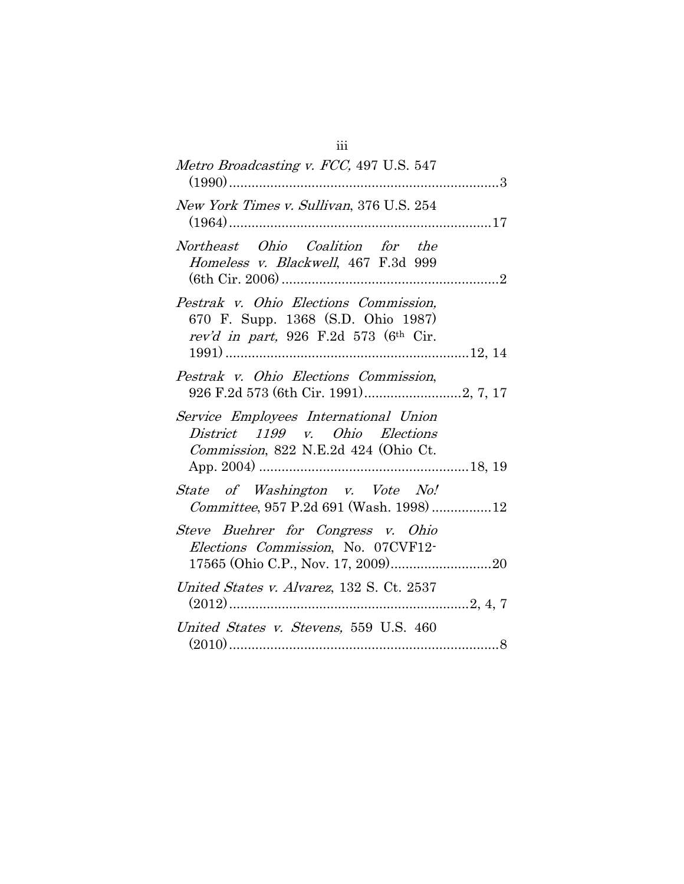*Metro Broadcasting v. FCC,* 497 U.S. 547 (1990)....................................................................3

*New York Times v. Sullivan*, 376 U.S. 254 (1964)....................................................................17

*Northeast Ohio Coalition for the Homeless v. Blackwell*, 467 F.3d 999 (6th Cir. 2006)........................................................2

*Pestrak v. Ohio Elections Commission,* 670 F. Supp. 1368 (S.D. Ohio 1987) *rev'd in part,* 926 F.2d 573 (6th Cir. 1991)...............................................................12, 14

*Pestrak v. Ohio Elections Commission*, 926 F.2d 573 (6th Cir. 1991)..........................2, 7, 17

*Service Employees International Union District 1199 v. Ohio Elections Commission*, 822 N.E.2d 424 (Ohio Ct. App. 2004) .......................................................18, 19

*State of Washington v. Vote No! Committee*, 957 P.2d 691 (Wash. 1998) ................12

*Steve Buehrer for Congress v. Ohio Elections Commission*, No. 07CVF12-17565 (Ohio C.P., Nov. 17, 2009)..........................20

*United States v. Alvarez*, 132 S. Ct. 2537 (2012)...............................................................2, 4, 7

*United States v. Stevens,* 559 U.S. 460 (2010)......................................................................8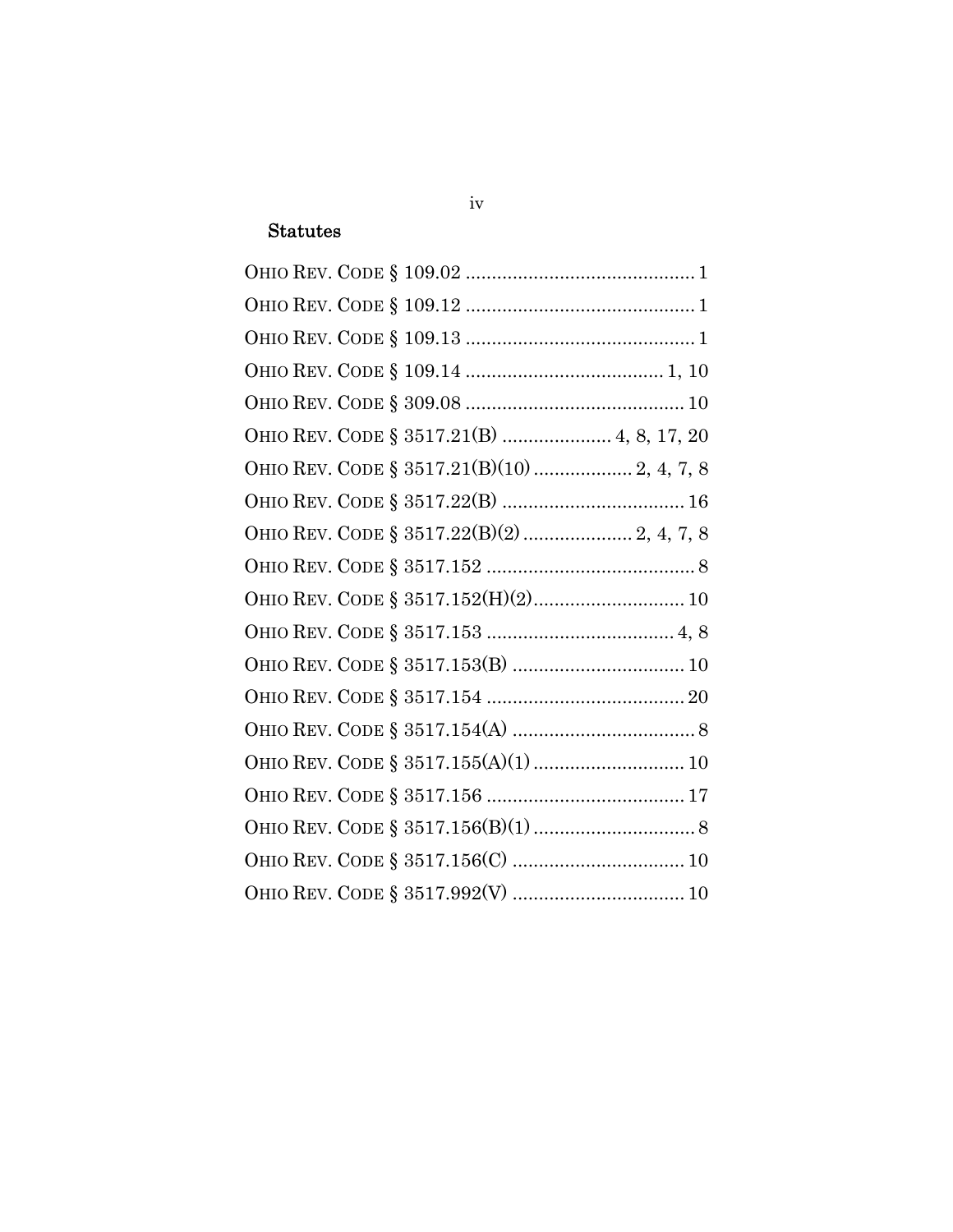### Statutes

OHIO REV. CODE § 109.02 ............................................ 1

OHIO REV. CODE § 109.12 ............................................ 1

OHIO REV. CODE § 109.13 ............................................ 1

OHIO REV. CODE § 109.14 ...................................... 1, 10

OHIO REV. CODE § 309.08 .......................................... 10

OHIO REV. CODE § 3517.21(B) ..................... 4, 8, 17, 20

OHIO REV. CODE § 3517.21(B)(10) ................... 2, 4, 7, 8

OHIO REV. CODE § 3517.22(B) ................................... 16

OHIO REV. CODE § 3517.22(B)(2) ..................... 2, 4, 7, 8

OHIO REV. CODE § 3517.152 ........................................ 8

OHIO REV. CODE § 3517.152(H)(2)............................. 10

OHIO REV. CODE § 3517.153 .................................... 4, 8

OHIO REV. CODE § 3517.153(B) ................................. 10

OHIO REV. CODE § 3517.154 ...................................... 20

OHIO REV. CODE § 3517.154(A) ................................... 8

OHIO REV. CODE § 3517.155(A)(1) ............................. 10

OHIO REV. CODE § 3517.156 ...................................... 17

OHIO REV. CODE § 3517.156(B)(1) ............................... 8

OHIO REV. CODE § 3517.156(C) ................................. 10

OHIO REV. CODE § 3517.992(V) ................................. 10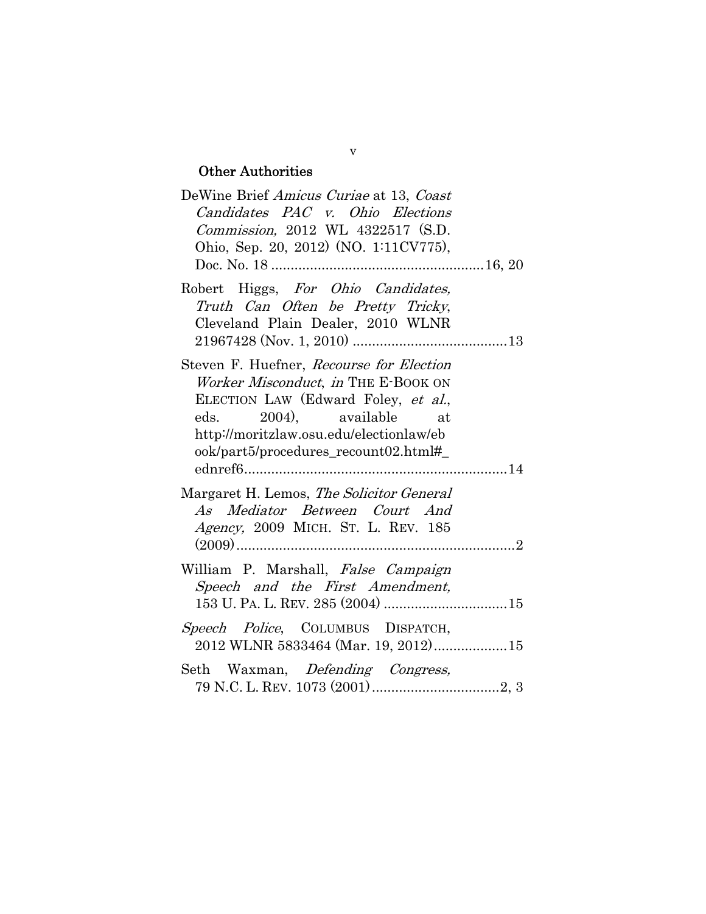### Other Authorities

DeWine Brief *Amicus Curiae* at 13, *Coast Candidates PAC v. Ohio Elections Commission,* 2012 WL 4322517 (S.D. Ohio, Sep. 20, 2012) (NO. 1:11CV775), Doc. No. 18 ......................................................16, 20

Robert Higgs, *For Ohio Candidates, Truth Can Often be Pretty Tricky*, Cleveland Plain Dealer, 2010 WLNR 21967428 (Nov. 1, 2010) ........................................13

Steven F. Huefner, *Recourse for Election Worker Misconduct*, *in* THE E-BOOK ON ELECTION LAW (Edward Foley, *et al*., eds. 2004), available at http://moritzlaw.osu.edu/electionlaw/ebook/part5/procedures_recount02.html#_ednref6...................................................................14

Margaret H. Lemos, *The Solicitor General As Mediator Between Court And Agency,* 2009 MICH. ST. L. REV. 185 (2009)........................................................................2

William P. Marshall, *False Campaign Speech and the First Amendment,* 153 U. PA. L. REV. 285 (2004) ................................15

*Speech Police*, COLUMBUS DISPATCH, 2012 WLNR 5833464 (Mar. 19, 2012)...................15

Seth Waxman, *Defending Congress,* 79 N.C. L. REV. 1073 (2001).................................2, 3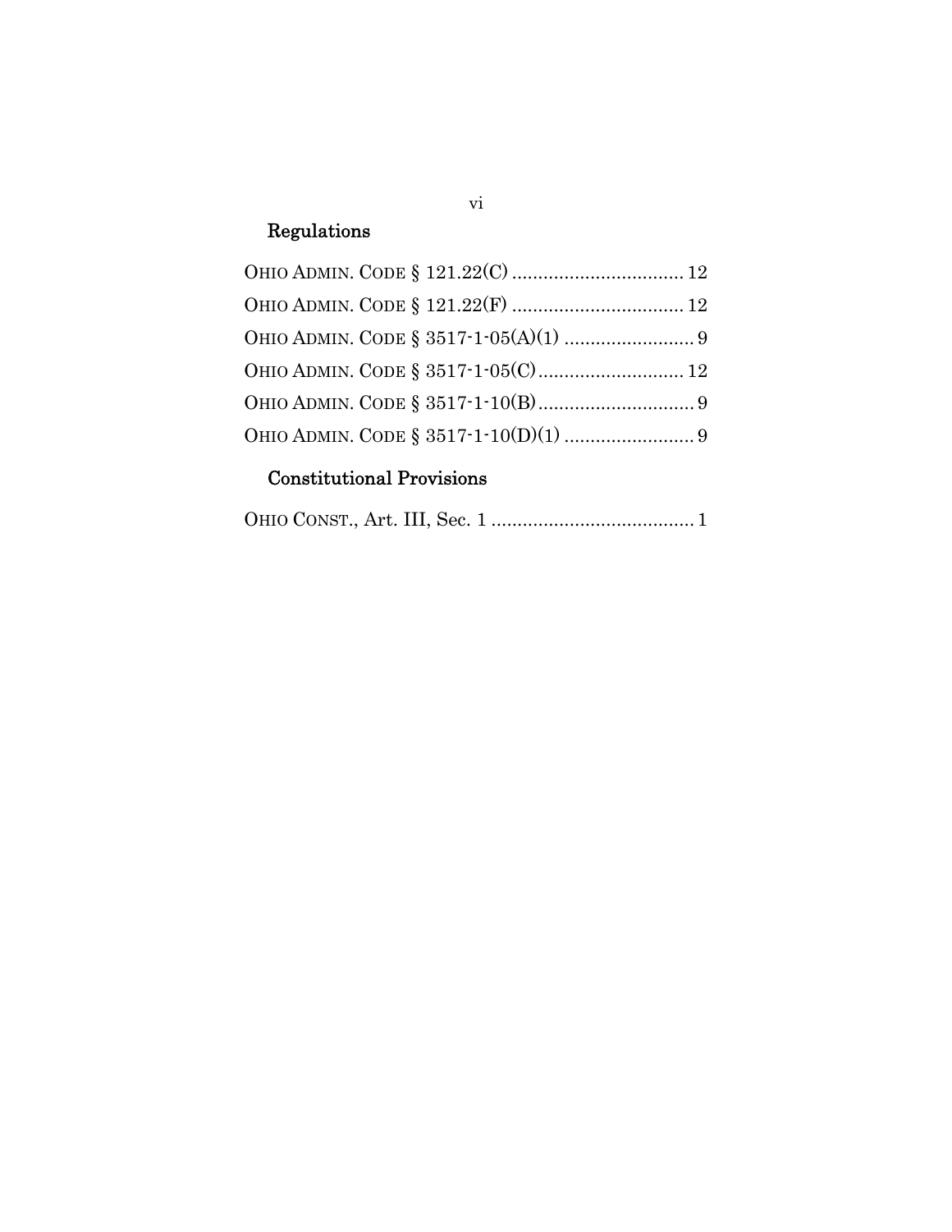## Regulations

OHIO ADMIN. CODE § 121.22(C) ................................ 12

OHIO ADMIN. CODE § 121.22(F) ................................ 12

OHIO ADMIN. CODE § 3517-1-05(A)(1) ........................ 9

OHIO ADMIN. CODE § 3517-1-05(C) ............................ 12

OHIO ADMIN. CODE § 3517-1-10(B) .............................. 9

OHIO ADMIN. CODE § 3517-1-10(D)(1) ........................ 9

## Constitutional Provisions

OHIO CONST., Art. III, Sec. 1 ....................................... 1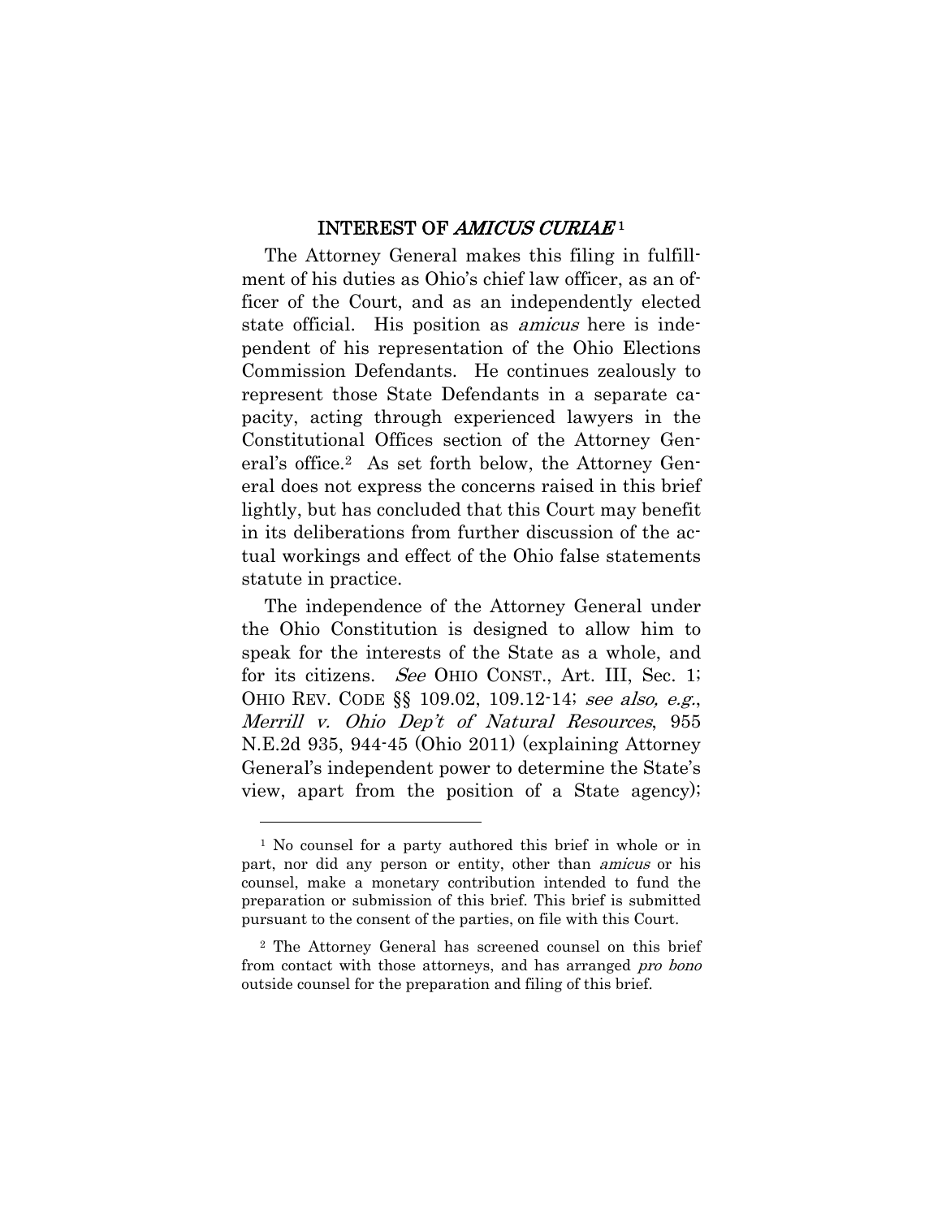## INTEREST OF *AMICUS CURIAE*[1]

The Attorney General makes this filing in fulfillment of his duties as Ohio's chief law officer, as an officer of the Court, and as an independently elected state official. His position as *amicus* here is independent of his representation of the Ohio Elections Commission Defendants. He continues zealously to represent those State Defendants in a separate capacity, acting through experienced lawyers in the Constitutional Offices section of the Attorney General's office.[2] As set forth below, the Attorney General does not express the concerns raised in this brief lightly, but has concluded that this Court may benefit in its deliberations from further discussion of the actual workings and effect of the Ohio false statements statute in practice.

The independence of the Attorney General under the Ohio Constitution is designed to allow him to speak for the interests of the State as a whole, and for its citizens. *See* OHIO CONST., Art. III, Sec. 1; OHIO REV. CODE §§ 109.02, 109.12-14; *see also, e.g.*, *Merrill v. Ohio Dep't of Natural Resources*, 955 N.E.2d 935, 944-45 (Ohio 2011) (explaining Attorney General's independent power to determine the State's view, apart from the position of a State agency);

---

[1] No counsel for a party authored this brief in whole or in part, nor did any person or entity, other than *amicus* or his counsel, make a monetary contribution intended to fund the preparation or submission of this brief. This brief is submitted pursuant to the consent of the parties, on file with this Court.

[2] The Attorney General has screened counsel on this brief from contact with those attorneys, and has arranged *pro bono* outside counsel for the preparation and filing of this brief.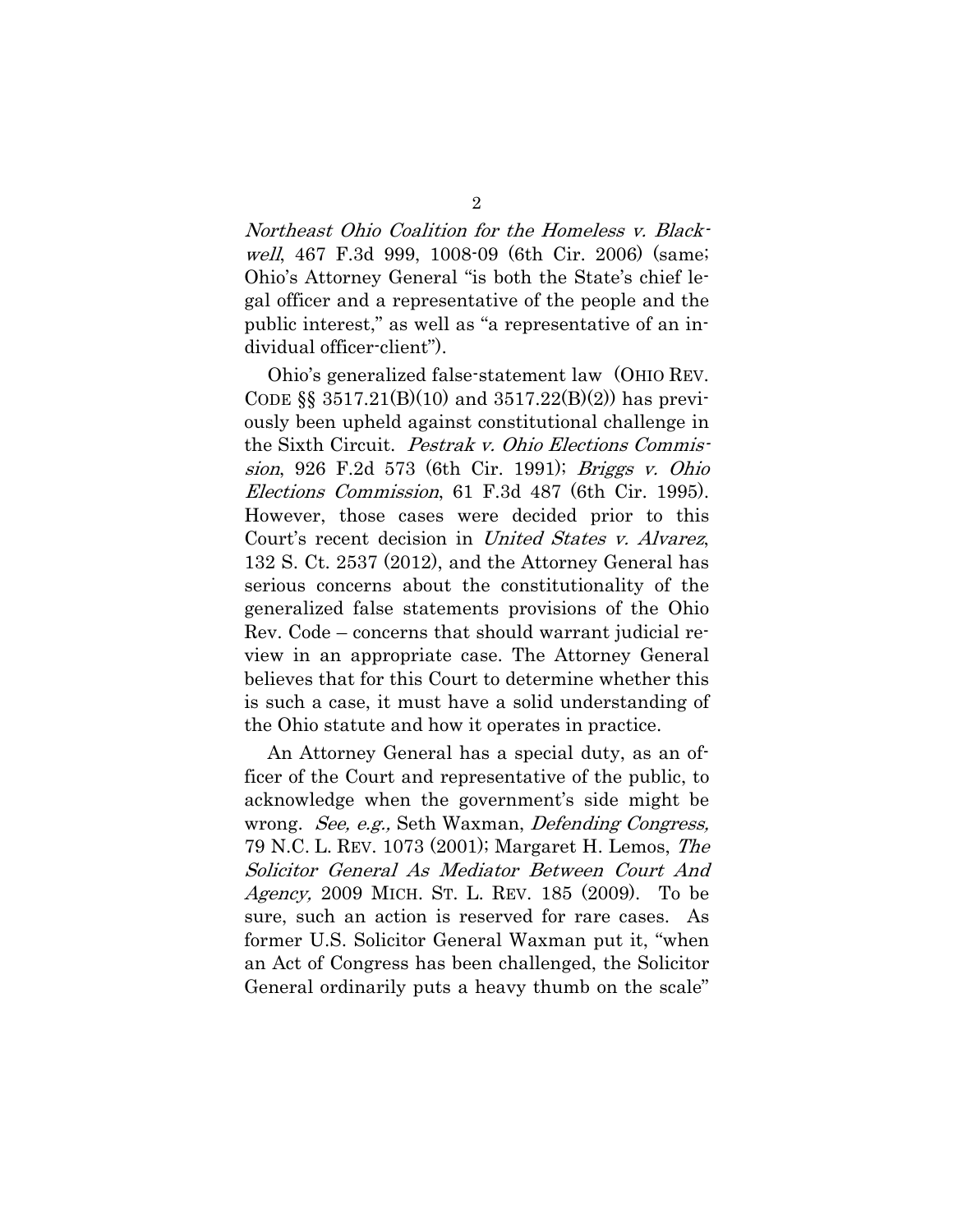*Northeast Ohio Coalition for the Homeless v. Blackwell*, 467 F.3d 999, 1008-09 (6th Cir. 2006) (same; Ohio's Attorney General "is both the State's chief legal officer and a representative of the people and the public interest," as well as "a representative of an individual officer-client").

Ohio's generalized false-statement law (OHIO REV. CODE §§ 3517.21(B)(10) and 3517.22(B)(2)) has previously been upheld against constitutional challenge in the Sixth Circuit. *Pestrak v. Ohio Elections Commission*, 926 F.2d 573 (6th Cir. 1991); *Briggs v. Ohio Elections Commission*, 61 F.3d 487 (6th Cir. 1995). However, those cases were decided prior to this Court's recent decision in *United States v. Alvarez*, 132 S. Ct. 2537 (2012), and the Attorney General has serious concerns about the constitutionality of the generalized false statements provisions of the Ohio Rev. Code – concerns that should warrant judicial review in an appropriate case. The Attorney General believes that for this Court to determine whether this is such a case, it must have a solid understanding of the Ohio statute and how it operates in practice.

An Attorney General has a special duty, as an officer of the Court and representative of the public, to acknowledge when the government's side might be wrong. *See, e.g.,* Seth Waxman, *Defending Congress,* 79 N.C. L. REV. 1073 (2001); Margaret H. Lemos, *The Solicitor General As Mediator Between Court And Agency,* 2009 MICH. ST. L. REV. 185 (2009). To be sure, such an action is reserved for rare cases. As former U.S. Solicitor General Waxman put it, "when an Act of Congress has been challenged, the Solicitor General ordinarily puts a heavy thumb on the scale"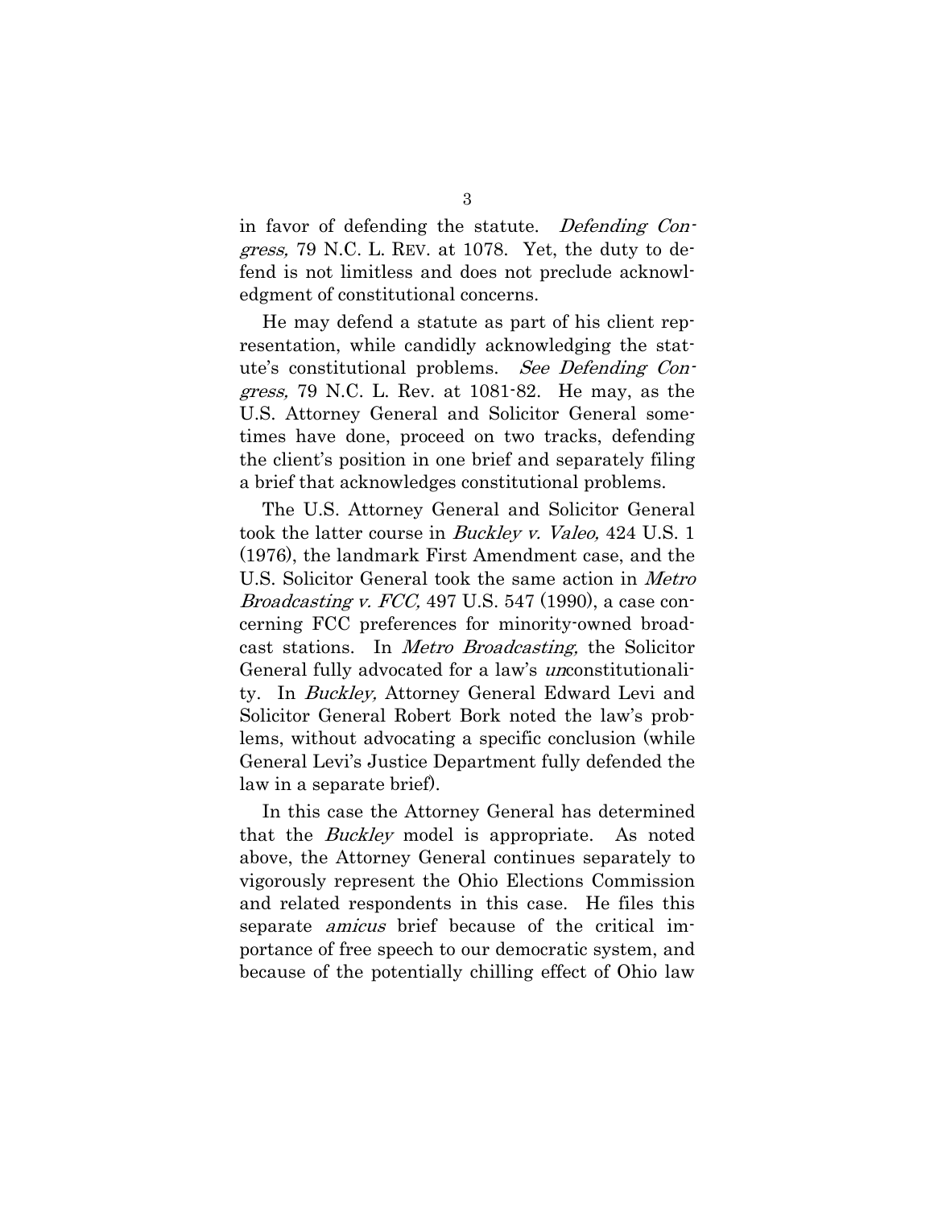in favor of defending the statute. *Defending Congress,* 79 N.C. L. REV. at 1078. Yet, the duty to defend is not limitless and does not preclude acknowledgment of constitutional concerns.

He may defend a statute as part of his client representation, while candidly acknowledging the statute's constitutional problems. *See Defending Congress,* 79 N.C. L. Rev. at 1081-82. He may, as the U.S. Attorney General and Solicitor General sometimes have done, proceed on two tracks, defending the client's position in one brief and separately filing a brief that acknowledges constitutional problems.

The U.S. Attorney General and Solicitor General took the latter course in *Buckley v. Valeo,* 424 U.S. 1 (1976), the landmark First Amendment case, and the U.S. Solicitor General took the same action in *Metro Broadcasting v. FCC,* 497 U.S. 547 (1990), a case concerning FCC preferences for minority-owned broadcast stations. In *Metro Broadcasting,* the Solicitor General fully advocated for a law's *un*constitutionality. In *Buckley,* Attorney General Edward Levi and Solicitor General Robert Bork noted the law's problems, without advocating a specific conclusion (while General Levi's Justice Department fully defended the law in a separate brief).

In this case the Attorney General has determined that the *Buckley* model is appropriate. As noted above, the Attorney General continues separately to vigorously represent the Ohio Elections Commission and related respondents in this case. He files this separate *amicus* brief because of the critical importance of free speech to our democratic system, and because of the potentially chilling effect of Ohio law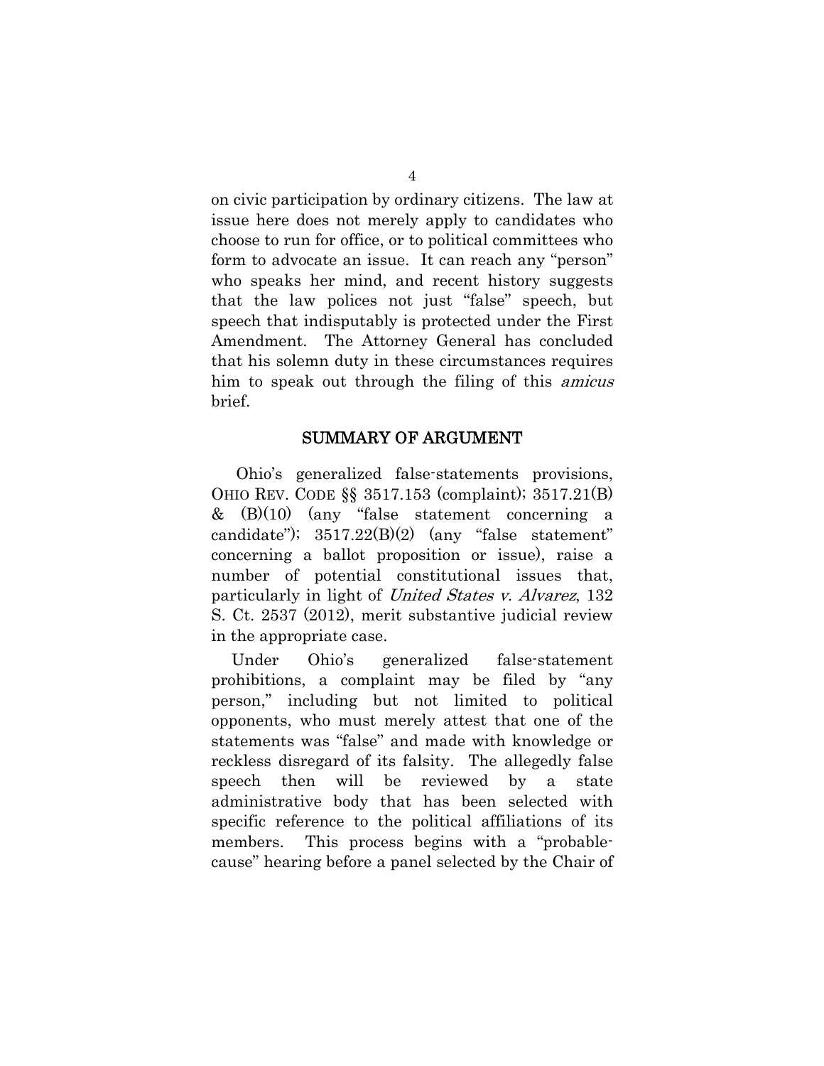on civic participation by ordinary citizens. The law at issue here does not merely apply to candidates who choose to run for office, or to political committees who form to advocate an issue. It can reach any "person" who speaks her mind, and recent history suggests that the law polices not just "false" speech, but speech that indisputably is protected under the First Amendment. The Attorney General has concluded that his solemn duty in these circumstances requires him to speak out through the filing of this *amicus* brief.

## SUMMARY OF ARGUMENT

Ohio's generalized false-statements provisions, OHIO REV. CODE §§ 3517.153 (complaint); 3517.21(B) & (B)(10) (any "false statement concerning a candidate"); 3517.22(B)(2) (any "false statement" concerning a ballot proposition or issue), raise a number of potential constitutional issues that, particularly in light of *United States v. Alvarez*, 132 S. Ct. 2537 (2012), merit substantive judicial review in the appropriate case.

Under Ohio's generalized false-statement prohibitions, a complaint may be filed by "any person," including but not limited to political opponents, who must merely attest that one of the statements was "false" and made with knowledge or reckless disregard of its falsity. The allegedly false speech then will be reviewed by a state administrative body that has been selected with specific reference to the political affiliations of its members. This process begins with a "probable-cause" hearing before a panel selected by the Chair of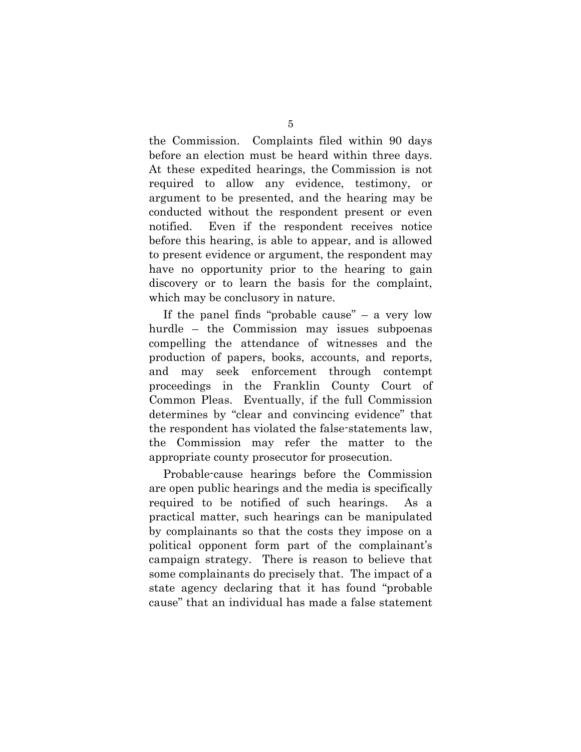the Commission. Complaints filed within 90 days before an election must be heard within three days. At these expedited hearings, the Commission is not required to allow any evidence, testimony, or argument to be presented, and the hearing may be conducted without the respondent present or even notified. Even if the respondent receives notice before this hearing, is able to appear, and is allowed to present evidence or argument, the respondent may have no opportunity prior to the hearing to gain discovery or to learn the basis for the complaint, which may be conclusory in nature.

If the panel finds "probable cause" – a very low hurdle – the Commission may issues subpoenas compelling the attendance of witnesses and the production of papers, books, accounts, and reports, and may seek enforcement through contempt proceedings in the Franklin County Court of Common Pleas. Eventually, if the full Commission determines by "clear and convincing evidence" that the respondent has violated the false-statements law, the Commission may refer the matter to the appropriate county prosecutor for prosecution.

Probable-cause hearings before the Commission are open public hearings and the media is specifically required to be notified of such hearings. As a practical matter, such hearings can be manipulated by complainants so that the costs they impose on a political opponent form part of the complainant's campaign strategy. There is reason to believe that some complainants do precisely that. The impact of a state agency declaring that it has found "probable cause" that an individual has made a false statement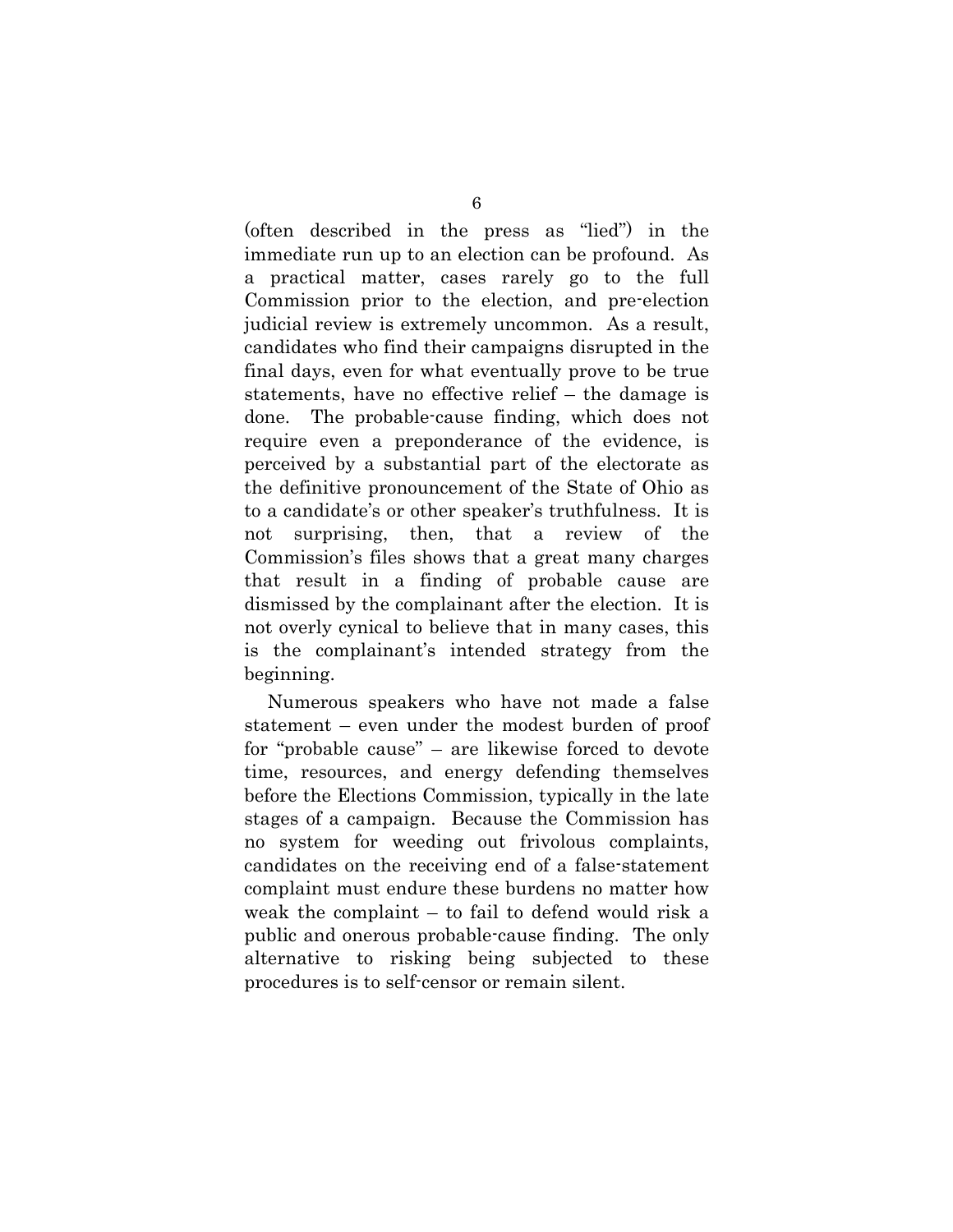(often described in the press as "lied") in the immediate run up to an election can be profound. As a practical matter, cases rarely go to the full Commission prior to the election, and pre-election judicial review is extremely uncommon. As a result, candidates who find their campaigns disrupted in the final days, even for what eventually prove to be true statements, have no effective relief – the damage is done. The probable-cause finding, which does not require even a preponderance of the evidence, is perceived by a substantial part of the electorate as the definitive pronouncement of the State of Ohio as to a candidate's or other speaker's truthfulness. It is not surprising, then, that a review of the Commission's files shows that a great many charges that result in a finding of probable cause are dismissed by the complainant after the election. It is not overly cynical to believe that in many cases, this is the complainant's intended strategy from the beginning.

Numerous speakers who have not made a false statement – even under the modest burden of proof for "probable cause" – are likewise forced to devote time, resources, and energy defending themselves before the Elections Commission, typically in the late stages of a campaign. Because the Commission has no system for weeding out frivolous complaints, candidates on the receiving end of a false-statement complaint must endure these burdens no matter how weak the complaint – to fail to defend would risk a public and onerous probable-cause finding. The only alternative to risking being subjected to these procedures is to self-censor or remain silent.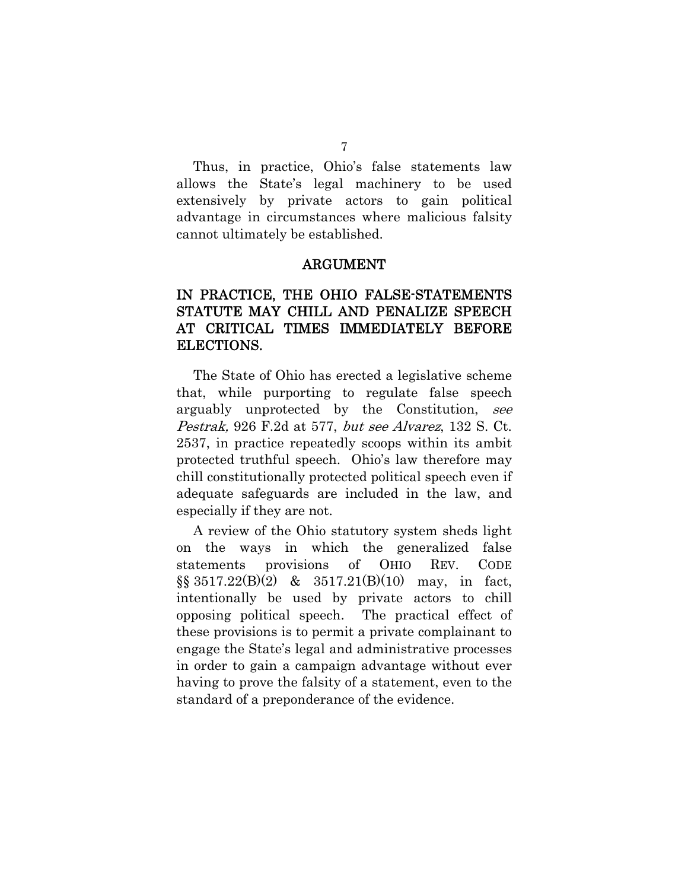Thus, in practice, Ohio's false statements law allows the State's legal machinery to be used extensively by private actors to gain political advantage in circumstances where malicious falsity cannot ultimately be established.

## ARGUMENT

### IN PRACTICE, THE OHIO FALSE-STATEMENTS STATUTE MAY CHILL AND PENALIZE SPEECH AT CRITICAL TIMES IMMEDIATELY BEFORE ELECTIONS.

The State of Ohio has erected a legislative scheme that, while purporting to regulate false speech arguably unprotected by the Constitution, *see Pestrak,* 926 F.2d at 577, *but see Alvarez*, 132 S. Ct. 2537, in practice repeatedly scoops within its ambit protected truthful speech. Ohio's law therefore may chill constitutionally protected political speech even if adequate safeguards are included in the law, and especially if they are not.

A review of the Ohio statutory system sheds light on the ways in which the generalized false statements provisions of OHIO REV. CODE §§ 3517.22(B)(2) & 3517.21(B)(10) may, in fact, intentionally be used by private actors to chill opposing political speech. The practical effect of these provisions is to permit a private complainant to engage the State's legal and administrative processes in order to gain a campaign advantage without ever having to prove the falsity of a statement, even to the standard of a preponderance of the evidence.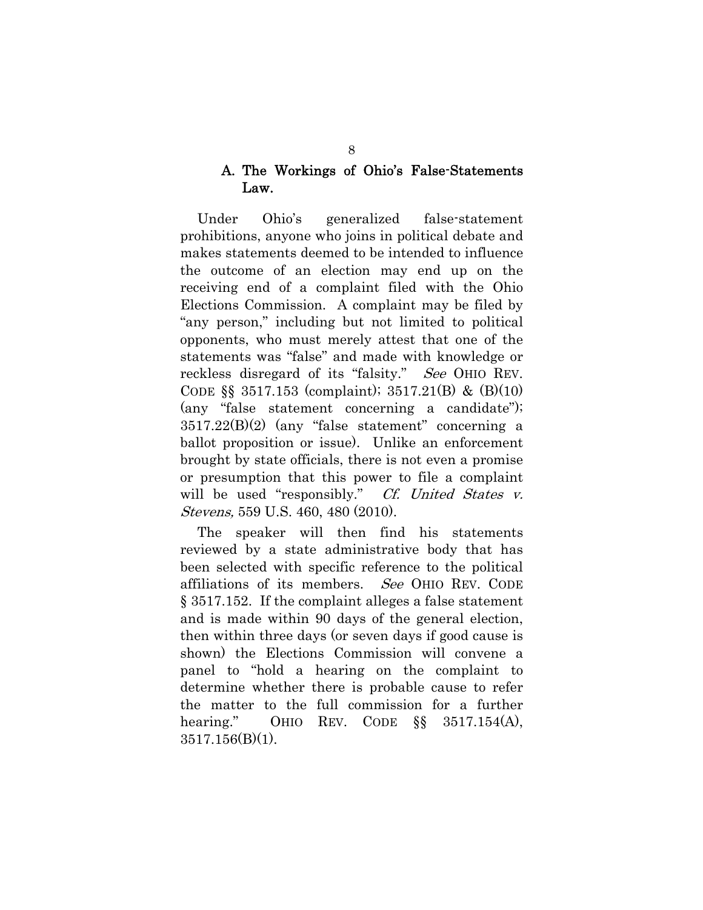### A. The Workings of Ohio's False-Statements Law.

Under Ohio's generalized false-statement prohibitions, anyone who joins in political debate and makes statements deemed to be intended to influence the outcome of an election may end up on the receiving end of a complaint filed with the Ohio Elections Commission. A complaint may be filed by "any person," including but not limited to political opponents, who must merely attest that one of the statements was "false" and made with knowledge or reckless disregard of its "falsity." *See* OHIO REV. CODE §§ 3517.153 (complaint); 3517.21(B) & (B)(10) (any "false statement concerning a candidate"); 3517.22(B)(2) (any "false statement" concerning a ballot proposition or issue). Unlike an enforcement brought by state officials, there is not even a promise or presumption that this power to file a complaint will be used "responsibly." *Cf. United States v. Stevens,* 559 U.S. 460, 480 (2010).

The speaker will then find his statements reviewed by a state administrative body that has been selected with specific reference to the political affiliations of its members. *See* OHIO REV. CODE § 3517.152. If the complaint alleges a false statement and is made within 90 days of the general election, then within three days (or seven days if good cause is shown) the Elections Commission will convene a panel to "hold a hearing on the complaint to determine whether there is probable cause to refer the matter to the full commission for a further hearing." OHIO REV. CODE §§ 3517.154(A), 3517.156(B)(1).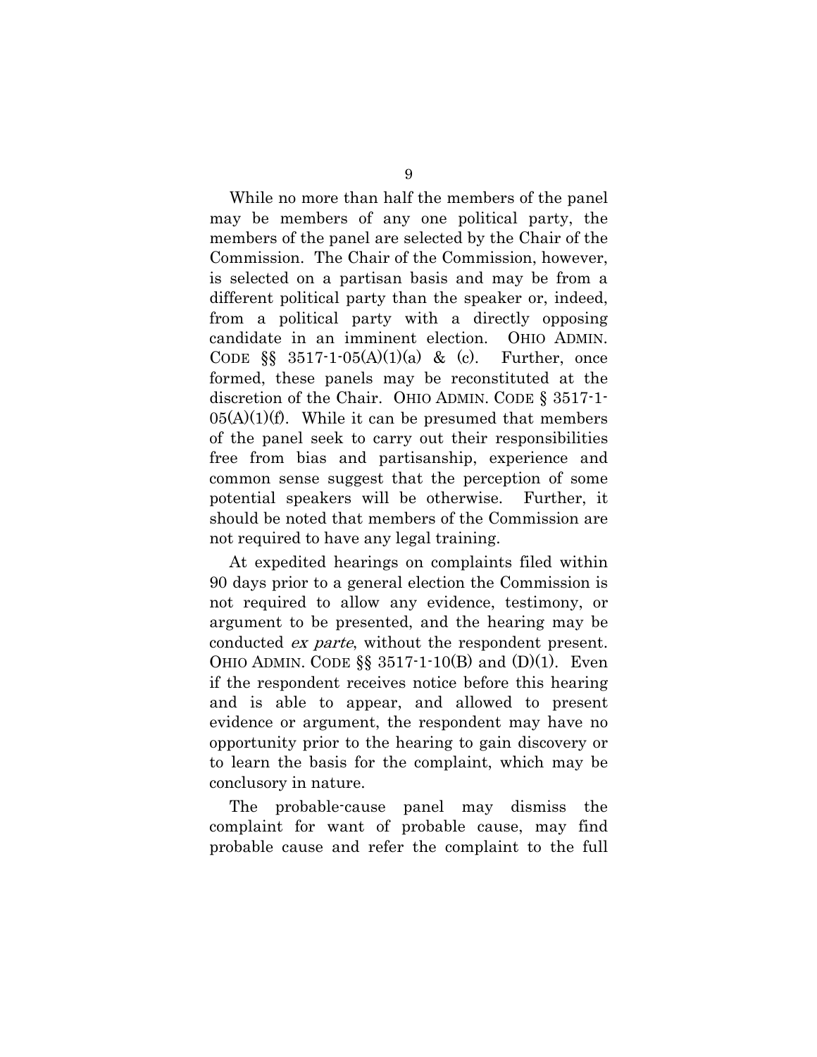While no more than half the members of the panel may be members of any one political party, the members of the panel are selected by the Chair of the Commission. The Chair of the Commission, however, is selected on a partisan basis and may be from a different political party than the speaker or, indeed, from a political party with a directly opposing candidate in an imminent election. OHIO ADMIN. CODE §§ 3517-1-05(A)(1)(a) & (c). Further, once formed, these panels may be reconstituted at the discretion of the Chair. OHIO ADMIN. CODE § 3517-1-05(A)(1)(f). While it can be presumed that members of the panel seek to carry out their responsibilities free from bias and partisanship, experience and common sense suggest that the perception of some potential speakers will be otherwise. Further, it should be noted that members of the Commission are not required to have any legal training.

At expedited hearings on complaints filed within 90 days prior to a general election the Commission is not required to allow any evidence, testimony, or argument to be presented, and the hearing may be conducted *ex parte*, without the respondent present. OHIO ADMIN. CODE §§ 3517-1-10(B) and (D)(1). Even if the respondent receives notice before this hearing and is able to appear, and allowed to present evidence or argument, the respondent may have no opportunity prior to the hearing to gain discovery or to learn the basis for the complaint, which may be conclusory in nature.

The probable-cause panel may dismiss the complaint for want of probable cause, may find probable cause and refer the complaint to the full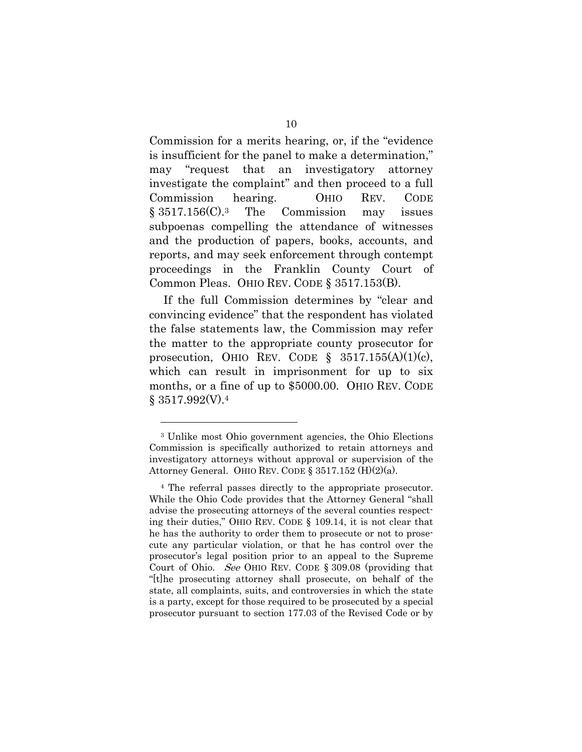Commission for a merits hearing, or, if the "evidence is insufficient for the panel to make a determination," may "request that an investigatory attorney investigate the complaint" and then proceed to a full Commission hearing. OHIO REV. CODE § 3517.156(C).[3] The Commission may issues subpoenas compelling the attendance of witnesses and the production of papers, books, accounts, and reports, and may seek enforcement through contempt proceedings in the Franklin County Court of Common Pleas. OHIO REV. CODE § 3517.153(B).

If the full Commission determines by "clear and convincing evidence" that the respondent has violated the false statements law, the Commission may refer the matter to the appropriate county prosecutor for prosecution, OHIO REV. CODE § 3517.155(A)(1)(c), which can result in imprisonment for up to six months, or a fine of up to $5000.00. OHIO REV. CODE § 3517.992(V).[4]

---

[3] Unlike most Ohio government agencies, the Ohio Elections Commission is specifically authorized to retain attorneys and investigatory attorneys without approval or supervision of the Attorney General. OHIO REV. CODE § 3517.152 (H)(2)(a).

[4] The referral passes directly to the appropriate prosecutor. While the Ohio Code provides that the Attorney General "shall advise the prosecuting attorneys of the several counties respecting their duties," OHIO REV. CODE § 109.14, it is not clear that he has the authority to order them to prosecute or not to prosecute any particular violation, or that he has control over the prosecutor's legal position prior to an appeal to the Supreme Court of Ohio. *See* OHIO REV. CODE § 309.08 (providing that "[t]he prosecuting attorney shall prosecute, on behalf of the state, all complaints, suits, and controversies in which the state is a party, except for those required to be prosecuted by a special prosecutor pursuant to section 177.03 of the Revised Code or by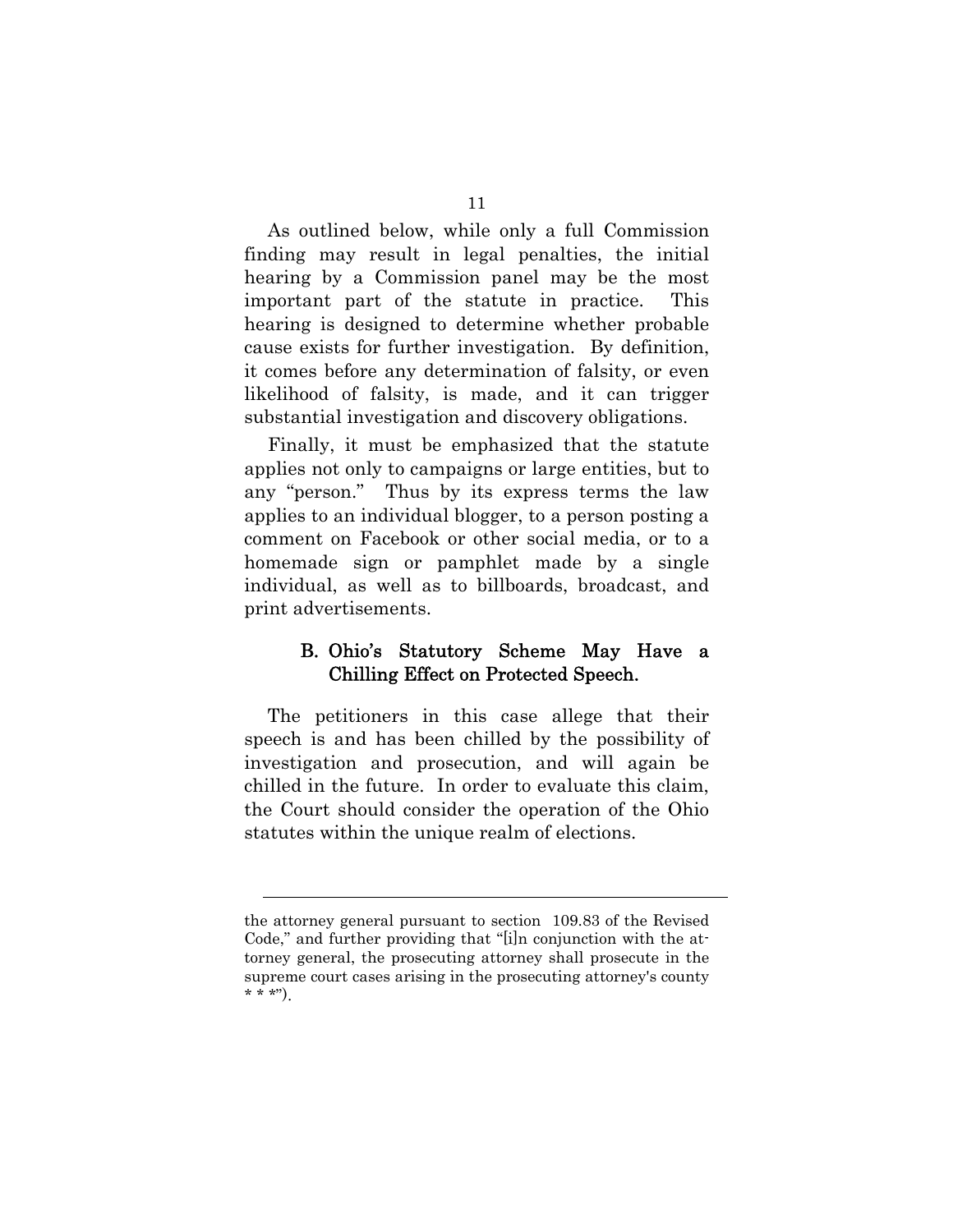As outlined below, while only a full Commission finding may result in legal penalties, the initial hearing by a Commission panel may be the most important part of the statute in practice. This hearing is designed to determine whether probable cause exists for further investigation. By definition, it comes before any determination of falsity, or even likelihood of falsity, is made, and it can trigger substantial investigation and discovery obligations.

Finally, it must be emphasized that the statute applies not only to campaigns or large entities, but to any "person." Thus by its express terms the law applies to an individual blogger, to a person posting a comment on Facebook or other social media, or to a homemade sign or pamphlet made by a single individual, as well as to billboards, broadcast, and print advertisements.

### B. Ohio's Statutory Scheme May Have a Chilling Effect on Protected Speech.

The petitioners in this case allege that their speech is and has been chilled by the possibility of investigation and prosecution, and will again be chilled in the future. In order to evaluate this claim, the Court should consider the operation of the Ohio statutes within the unique realm of elections.

---

the attorney general pursuant to section 109.83 of the Revised Code," and further providing that "[i]n conjunction with the attorney general, the prosecuting attorney shall prosecute in the supreme court cases arising in the prosecuting attorney's county * * *").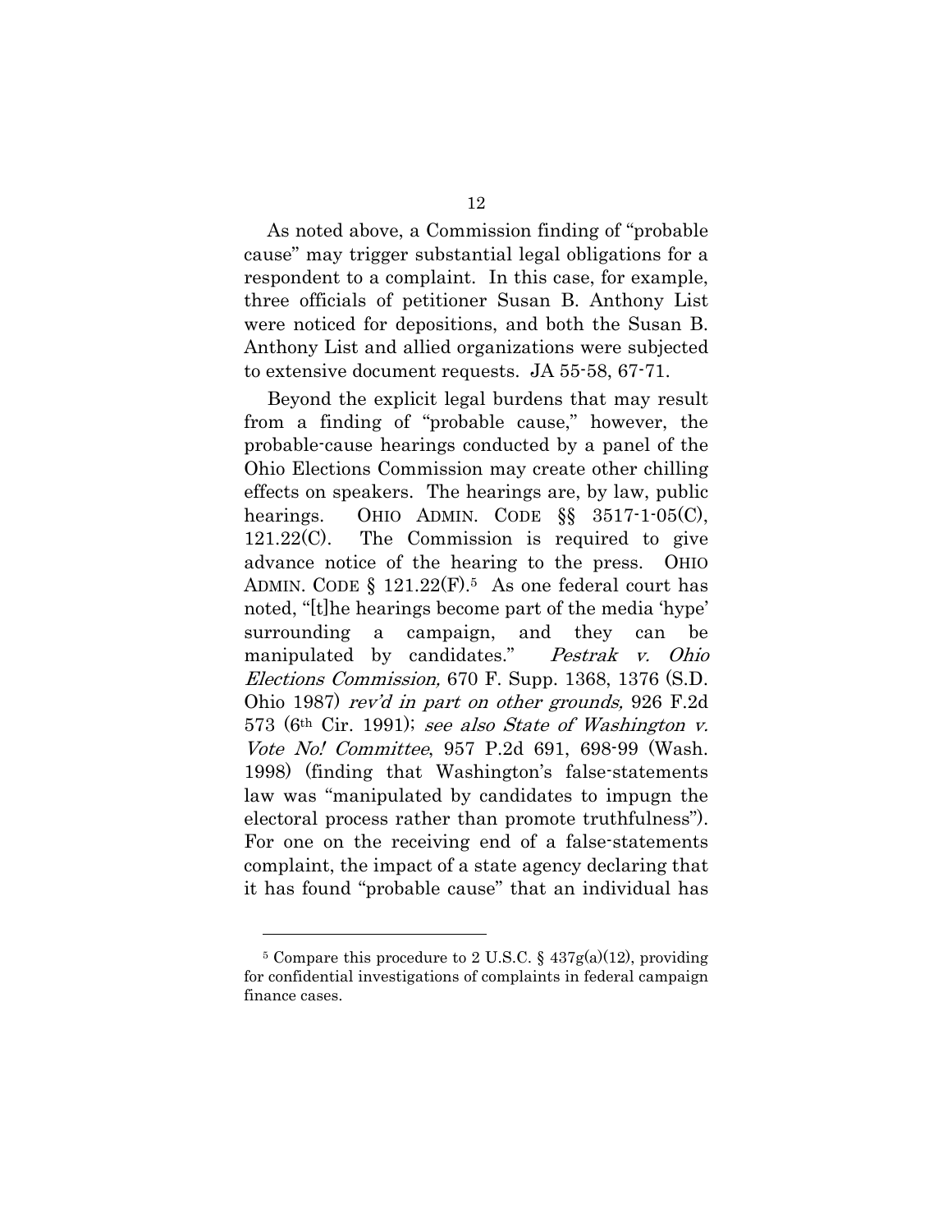As noted above, a Commission finding of "probable cause" may trigger substantial legal obligations for a respondent to a complaint. In this case, for example, three officials of petitioner Susan B. Anthony List were noticed for depositions, and both the Susan B. Anthony List and allied organizations were subjected to extensive document requests. JA 55-58, 67-71.

Beyond the explicit legal burdens that may result from a finding of "probable cause," however, the probable-cause hearings conducted by a panel of the Ohio Elections Commission may create other chilling effects on speakers. The hearings are, by law, public hearings. OHIO ADMIN. CODE §§ 3517-1-05(C), 121.22(C). The Commission is required to give advance notice of the hearing to the press. OHIO ADMIN. CODE § 121.22(F).[5] As one federal court has noted, "[t]he hearings become part of the media 'hype' surrounding a campaign, and they can be manipulated by candidates." *Pestrak v. Ohio Elections Commission,* 670 F. Supp. 1368, 1376 (S.D. Ohio 1987) *rev'd in part on other grounds,* 926 F.2d 573 (6th Cir. 1991); *see also State of Washington v. Vote No! Committee*, 957 P.2d 691, 698-99 (Wash. 1998) (finding that Washington's false-statements law was "manipulated by candidates to impugn the electoral process rather than promote truthfulness"). For one on the receiving end of a false-statements complaint, the impact of a state agency declaring that it has found "probable cause" that an individual has

---

[5] Compare this procedure to 2 U.S.C. § 437g(a)(12), providing for confidential investigations of complaints in federal campaign finance cases.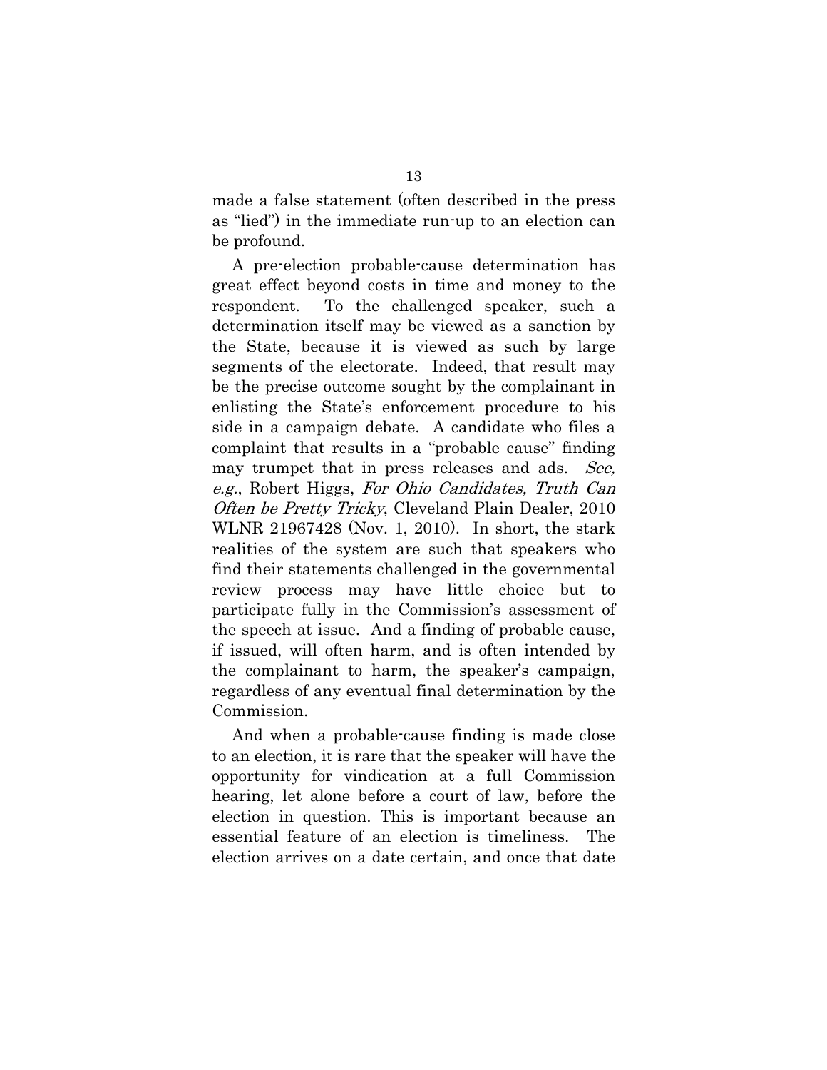made a false statement (often described in the press as "lied") in the immediate run-up to an election can be profound.

A pre-election probable-cause determination has great effect beyond costs in time and money to the respondent. To the challenged speaker, such a determination itself may be viewed as a sanction by the State, because it is viewed as such by large segments of the electorate. Indeed, that result may be the precise outcome sought by the complainant in enlisting the State's enforcement procedure to his side in a campaign debate. A candidate who files a complaint that results in a "probable cause" finding may trumpet that in press releases and ads. *See, e.g.*, Robert Higgs, *For Ohio Candidates, Truth Can Often be Pretty Tricky*, Cleveland Plain Dealer, 2010 WLNR 21967428 (Nov. 1, 2010). In short, the stark realities of the system are such that speakers who find their statements challenged in the governmental review process may have little choice but to participate fully in the Commission's assessment of the speech at issue. And a finding of probable cause, if issued, will often harm, and is often intended by the complainant to harm, the speaker's campaign, regardless of any eventual final determination by the Commission.

And when a probable-cause finding is made close to an election, it is rare that the speaker will have the opportunity for vindication at a full Commission hearing, let alone before a court of law, before the election in question. This is important because an essential feature of an election is timeliness. The election arrives on a date certain, and once that date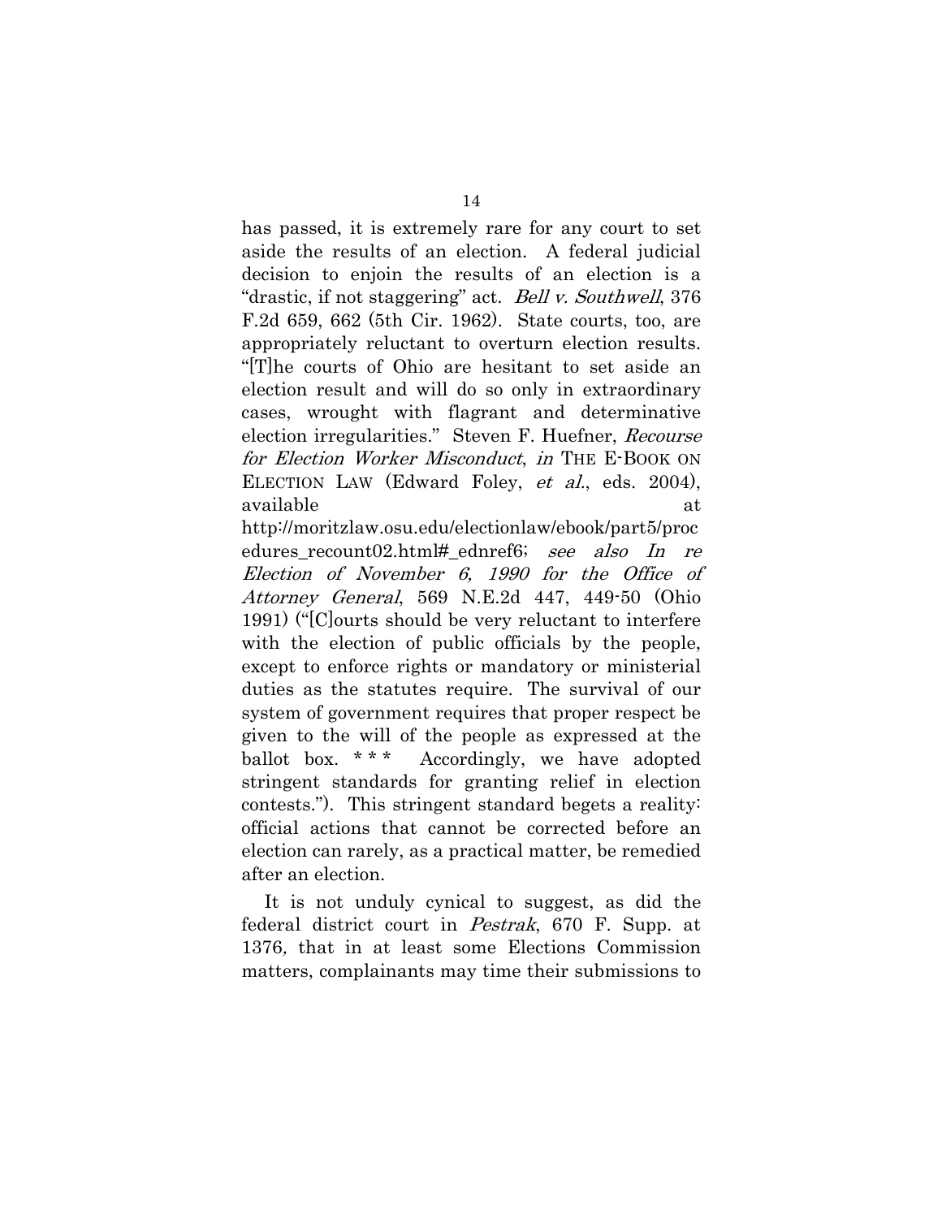has passed, it is extremely rare for any court to set aside the results of an election. A federal judicial decision to enjoin the results of an election is a "drastic, if not staggering" act. *Bell v. Southwell*, 376 F.2d 659, 662 (5th Cir. 1962). State courts, too, are appropriately reluctant to overturn election results. "[T]he courts of Ohio are hesitant to set aside an election result and will do so only in extraordinary cases, wrought with flagrant and determinative election irregularities." Steven F. Huefner, *Recourse for Election Worker Misconduct*, *in* THE E-BOOK ON ELECTION LAW (Edward Foley, *et al.*, eds. 2004), available at http://moritzlaw.osu.edu/electionlaw/ebook/part5/procedures_recount02.html#_ednref6; *see also In re Election of November 6, 1990 for the Office of Attorney General*, 569 N.E.2d 447, 449-50 (Ohio 1991) ("[C]ourts should be very reluctant to interfere with the election of public officials by the people, except to enforce rights or mandatory or ministerial duties as the statutes require. The survival of our system of government requires that proper respect be given to the will of the people as expressed at the ballot box. * * * Accordingly, we have adopted stringent standards for granting relief in election contests."). This stringent standard begets a reality: official actions that cannot be corrected before an election can rarely, as a practical matter, be remedied after an election.

It is not unduly cynical to suggest, as did the federal district court in *Pestrak*, 670 F. Supp. at 1376, that in at least some Elections Commission matters, complainants may time their submissions to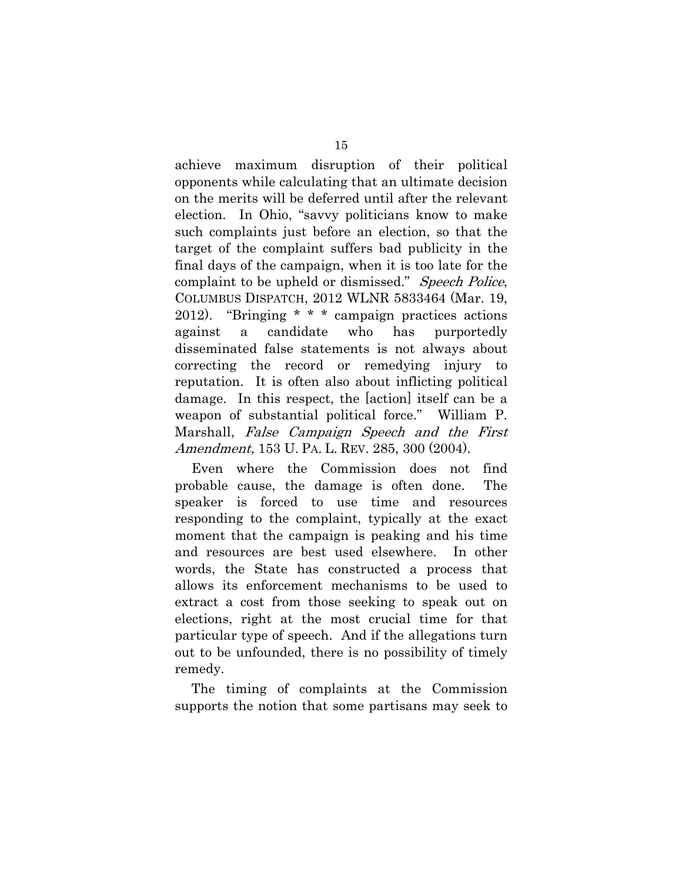achieve maximum disruption of their political opponents while calculating that an ultimate decision on the merits will be deferred until after the relevant election. In Ohio, "savvy politicians know to make such complaints just before an election, so that the target of the complaint suffers bad publicity in the final days of the campaign, when it is too late for the complaint to be upheld or dismissed." *Speech Police*, COLUMBUS DISPATCH, 2012 WLNR 5833464 (Mar. 19, 2012). "Bringing * * * campaign practices actions against a candidate who has purportedly disseminated false statements is not always about correcting the record or remedying injury to reputation. It is often also about inflicting political damage. In this respect, the [action] itself can be a weapon of substantial political force." William P. Marshall, *False Campaign Speech and the First Amendment,* 153 U. PA. L. REV. 285, 300 (2004).

Even where the Commission does not find probable cause, the damage is often done. The speaker is forced to use time and resources responding to the complaint, typically at the exact moment that the campaign is peaking and his time and resources are best used elsewhere. In other words, the State has constructed a process that allows its enforcement mechanisms to be used to extract a cost from those seeking to speak out on elections, right at the most crucial time for that particular type of speech. And if the allegations turn out to be unfounded, there is no possibility of timely remedy.

The timing of complaints at the Commission supports the notion that some partisans may seek to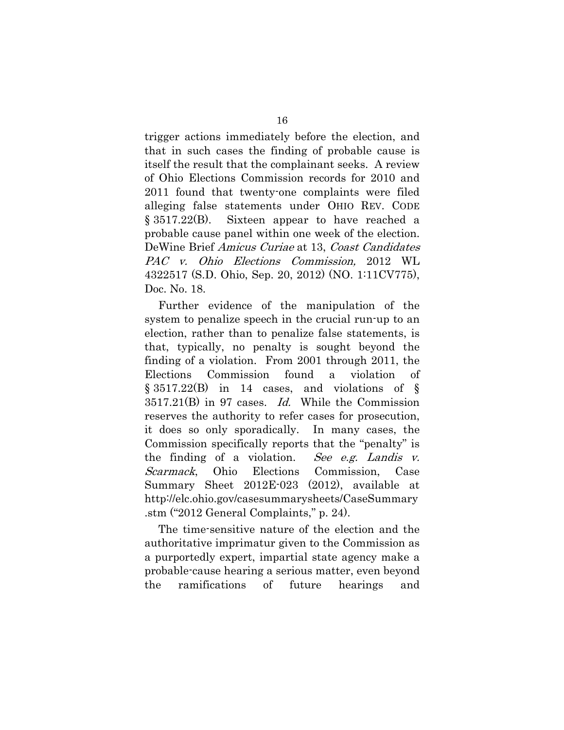trigger actions immediately before the election, and that in such cases the finding of probable cause is itself the result that the complainant seeks. A review of Ohio Elections Commission records for 2010 and 2011 found that twenty-one complaints were filed alleging false statements under OHIO REV. CODE § 3517.22(B). Sixteen appear to have reached a probable cause panel within one week of the election. DeWine Brief *Amicus Curiae* at 13, *Coast Candidates PAC v. Ohio Elections Commission,* 2012 WL 4322517 (S.D. Ohio, Sep. 20, 2012) (NO. 1:11CV775), Doc. No. 18.

Further evidence of the manipulation of the system to penalize speech in the crucial run-up to an election, rather than to penalize false statements, is that, typically, no penalty is sought beyond the finding of a violation. From 2001 through 2011, the Elections Commission found a violation of § 3517.22(B) in 14 cases, and violations of § 3517.21(B) in 97 cases. *Id.* While the Commission reserves the authority to refer cases for prosecution, it does so only sporadically. In many cases, the Commission specifically reports that the "penalty" is the finding of a violation. *See e.g. Landis v. Scarmack*, Ohio Elections Commission, Case Summary Sheet 2012E-023 (2012), available at http://elc.ohio.gov/casesummarysheets/CaseSummary.stm ("2012 General Complaints," p. 24).

The time-sensitive nature of the election and the authoritative imprimatur given to the Commission as a purportedly expert, impartial state agency make a probable-cause hearing a serious matter, even beyond the ramifications of future hearings and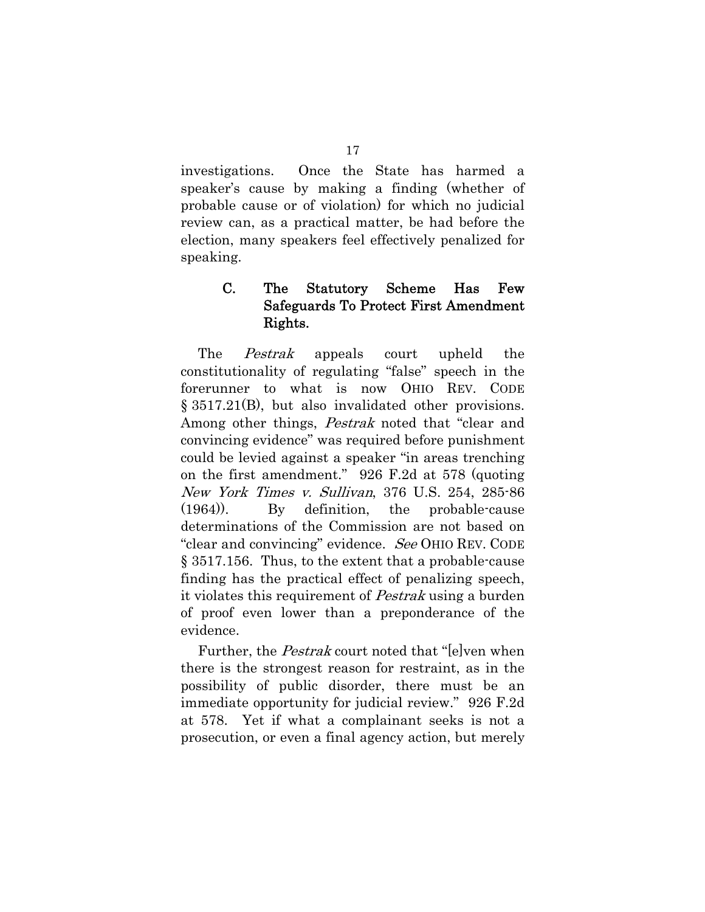investigations. Once the State has harmed a speaker's cause by making a finding (whether of probable cause or of violation) for which no judicial review can, as a practical matter, be had before the election, many speakers feel effectively penalized for speaking.

### C. The Statutory Scheme Has Few Safeguards To Protect First Amendment Rights.

The *Pestrak* appeals court upheld the constitutionality of regulating "false" speech in the forerunner to what is now OHIO REV. CODE § 3517.21(B), but also invalidated other provisions. Among other things, *Pestrak* noted that "clear and convincing evidence" was required before punishment could be levied against a speaker "in areas trenching on the first amendment." 926 F.2d at 578 (quoting *New York Times v. Sullivan*, 376 U.S. 254, 285-86 (1964)). By definition, the probable-cause determinations of the Commission are not based on "clear and convincing" evidence. *See* OHIO REV. CODE § 3517.156. Thus, to the extent that a probable-cause finding has the practical effect of penalizing speech, it violates this requirement of *Pestrak* using a burden of proof even lower than a preponderance of the evidence.

Further, the *Pestrak* court noted that "[e]ven when there is the strongest reason for restraint, as in the possibility of public disorder, there must be an immediate opportunity for judicial review." 926 F.2d at 578. Yet if what a complainant seeks is not a prosecution, or even a final agency action, but merely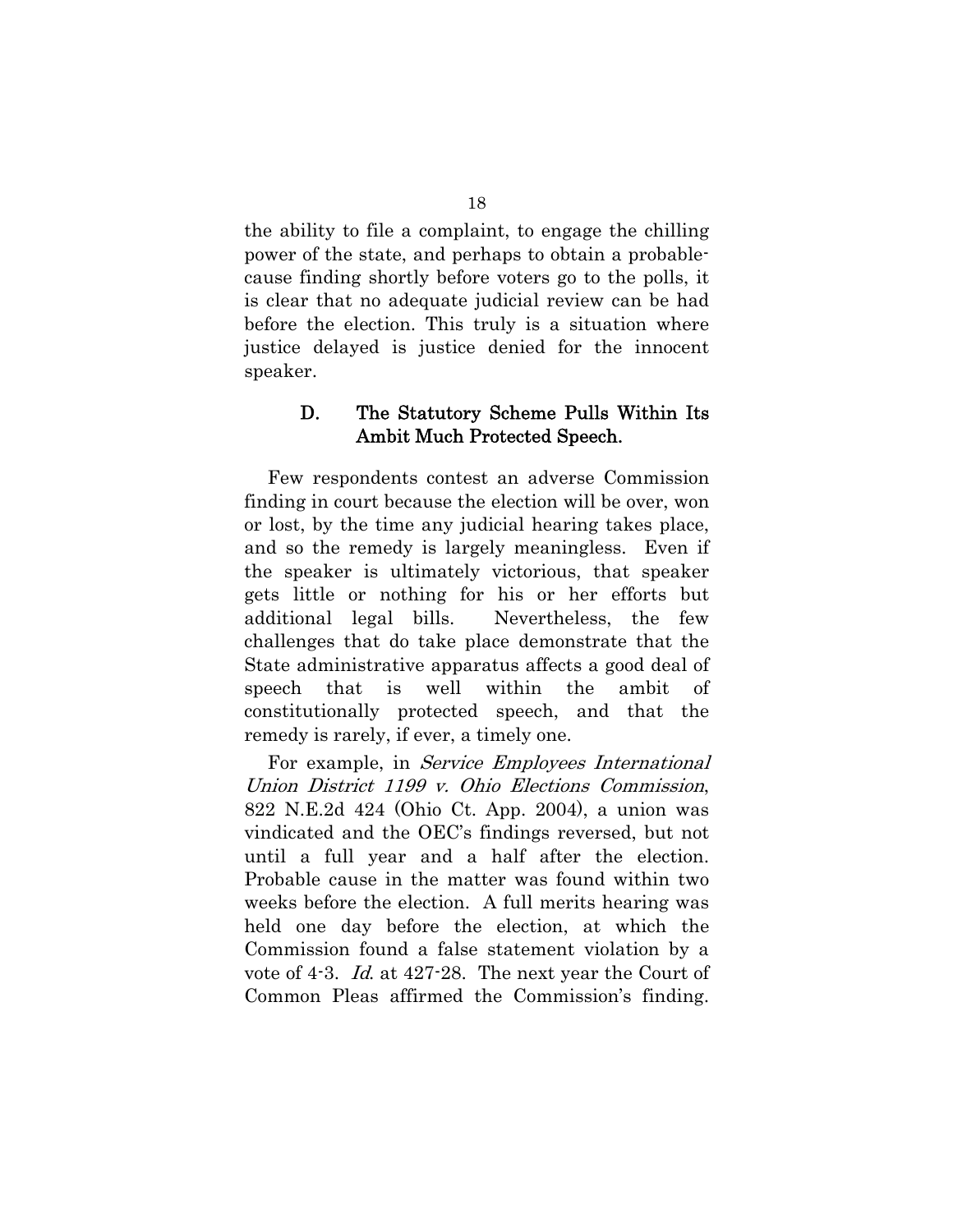the ability to file a complaint, to engage the chilling power of the state, and perhaps to obtain a probable-cause finding shortly before voters go to the polls, it is clear that no adequate judicial review can be had before the election. This truly is a situation where justice delayed is justice denied for the innocent speaker.

### D. The Statutory Scheme Pulls Within Its Ambit Much Protected Speech.

Few respondents contest an adverse Commission finding in court because the election will be over, won or lost, by the time any judicial hearing takes place, and so the remedy is largely meaningless. Even if the speaker is ultimately victorious, that speaker gets little or nothing for his or her efforts but additional legal bills. Nevertheless, the few challenges that do take place demonstrate that the State administrative apparatus affects a good deal of speech that is well within the ambit of constitutionally protected speech, and that the remedy is rarely, if ever, a timely one.

For example, in *Service Employees International Union District 1199 v. Ohio Elections Commission*, 822 N.E.2d 424 (Ohio Ct. App. 2004), a union was vindicated and the OEC's findings reversed, but not until a full year and a half after the election. Probable cause in the matter was found within two weeks before the election. A full merits hearing was held one day before the election, at which the Commission found a false statement violation by a vote of 4-3. *Id.* at 427-28. The next year the Court of Common Pleas affirmed the Commission's finding.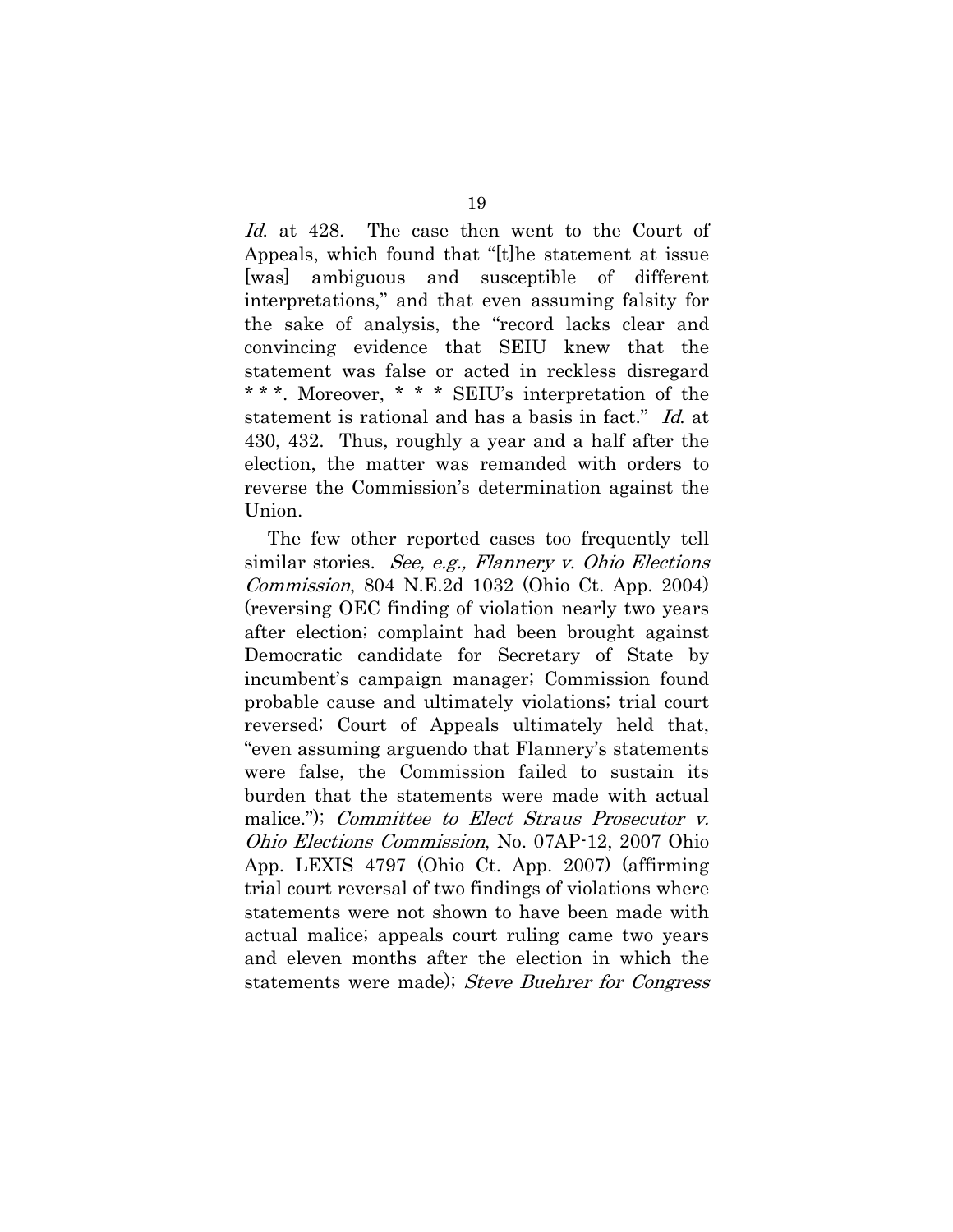*Id.* at 428. The case then went to the Court of Appeals, which found that "[t]he statement at issue [was] ambiguous and susceptible of different interpretations," and that even assuming falsity for the sake of analysis, the "record lacks clear and convincing evidence that SEIU knew that the statement was false or acted in reckless disregard * * *. Moreover, * * * SEIU's interpretation of the statement is rational and has a basis in fact." *Id.* at 430, 432. Thus, roughly a year and a half after the election, the matter was remanded with orders to reverse the Commission's determination against the Union.

The few other reported cases too frequently tell similar stories. *See, e.g., Flannery v. Ohio Elections Commission*, 804 N.E.2d 1032 (Ohio Ct. App. 2004) (reversing OEC finding of violation nearly two years after election; complaint had been brought against Democratic candidate for Secretary of State by incumbent's campaign manager; Commission found probable cause and ultimately violations; trial court reversed; Court of Appeals ultimately held that, "even assuming arguendo that Flannery's statements were false, the Commission failed to sustain its burden that the statements were made with actual malice."); *Committee to Elect Straus Prosecutor v. Ohio Elections Commission*, No. 07AP-12, 2007 Ohio App. LEXIS 4797 (Ohio Ct. App. 2007) (affirming trial court reversal of two findings of violations where statements were not shown to have been made with actual malice; appeals court ruling came two years and eleven months after the election in which the statements were made); *Steve Buehrer for Congress*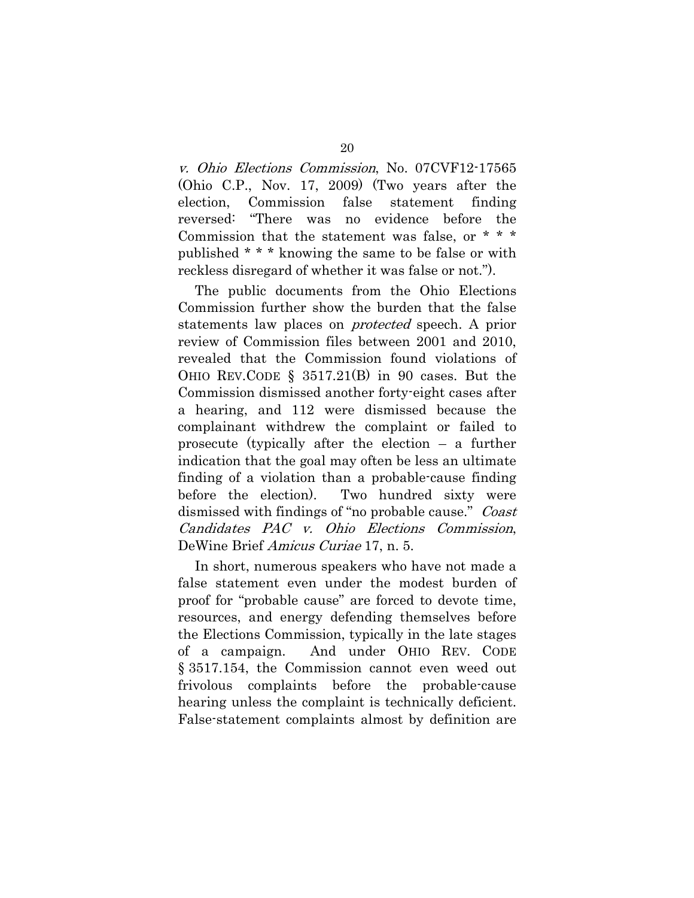*v. Ohio Elections Commission*, No. 07CVF12-17565 (Ohio C.P., Nov. 17, 2009) (Two years after the election, Commission false statement finding reversed: "There was no evidence before the Commission that the statement was false, or * * * published * * * knowing the same to be false or with reckless disregard of whether it was false or not.").

The public documents from the Ohio Elections Commission further show the burden that the false statements law places on *protected* speech. A prior review of Commission files between 2001 and 2010, revealed that the Commission found violations of OHIO REV.CODE § 3517.21(B) in 90 cases. But the Commission dismissed another forty-eight cases after a hearing, and 112 were dismissed because the complainant withdrew the complaint or failed to prosecute (typically after the election – a further indication that the goal may often be less an ultimate finding of a violation than a probable-cause finding before the election). Two hundred sixty were dismissed with findings of "no probable cause." *Coast Candidates PAC v. Ohio Elections Commission*, DeWine Brief *Amicus Curiae* 17, n. 5.

In short, numerous speakers who have not made a false statement even under the modest burden of proof for "probable cause" are forced to devote time, resources, and energy defending themselves before the Elections Commission, typically in the late stages of a campaign. And under OHIO REV. CODE § 3517.154, the Commission cannot even weed out frivolous complaints before the probable-cause hearing unless the complaint is technically deficient. False-statement complaints almost by definition are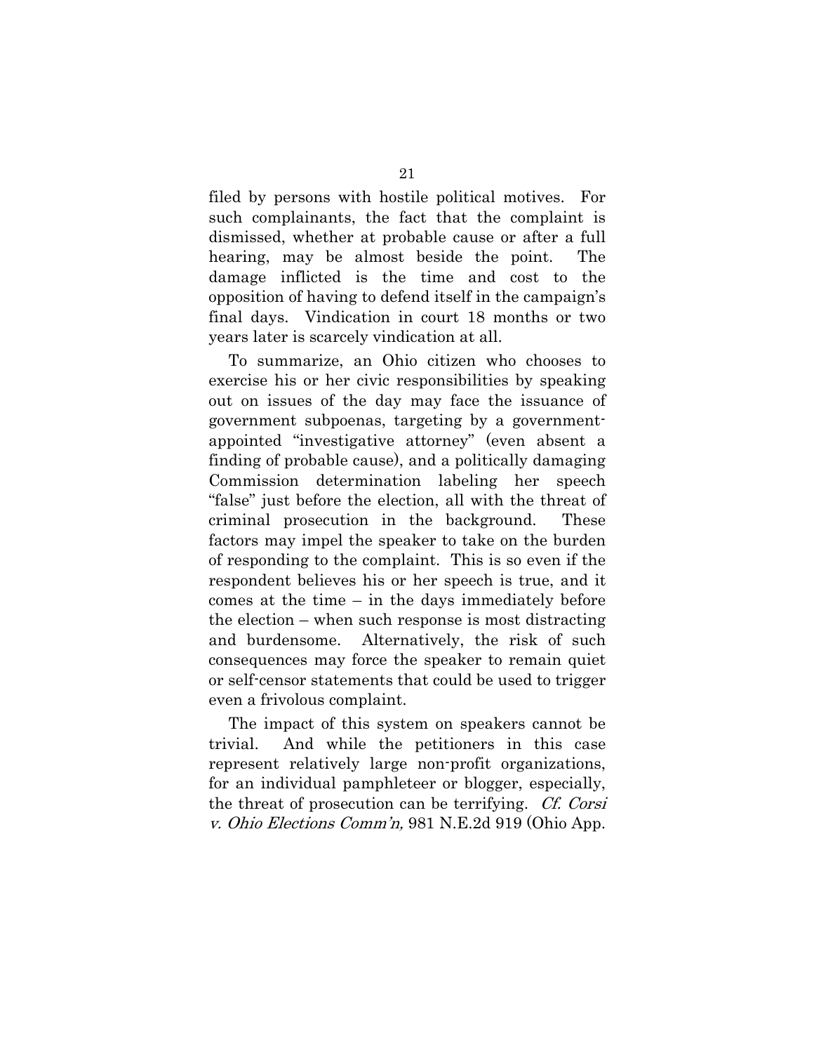filed by persons with hostile political motives. For such complainants, the fact that the complaint is dismissed, whether at probable cause or after a full hearing, may be almost beside the point. The damage inflicted is the time and cost to the opposition of having to defend itself in the campaign's final days. Vindication in court 18 months or two years later is scarcely vindication at all.

To summarize, an Ohio citizen who chooses to exercise his or her civic responsibilities by speaking out on issues of the day may face the issuance of government subpoenas, targeting by a government-appointed "investigative attorney" (even absent a finding of probable cause), and a politically damaging Commission determination labeling her speech "false" just before the election, all with the threat of criminal prosecution in the background. These factors may impel the speaker to take on the burden of responding to the complaint. This is so even if the respondent believes his or her speech is true, and it comes at the time – in the days immediately before the election – when such response is most distracting and burdensome. Alternatively, the risk of such consequences may force the speaker to remain quiet or self-censor statements that could be used to trigger even a frivolous complaint.

The impact of this system on speakers cannot be trivial. And while the petitioners in this case represent relatively large non-profit organizations, for an individual pamphleteer or blogger, especially, the threat of prosecution can be terrifying. *Cf. Corsi v. Ohio Elections Comm'n,* 981 N.E.2d 919 (Ohio App.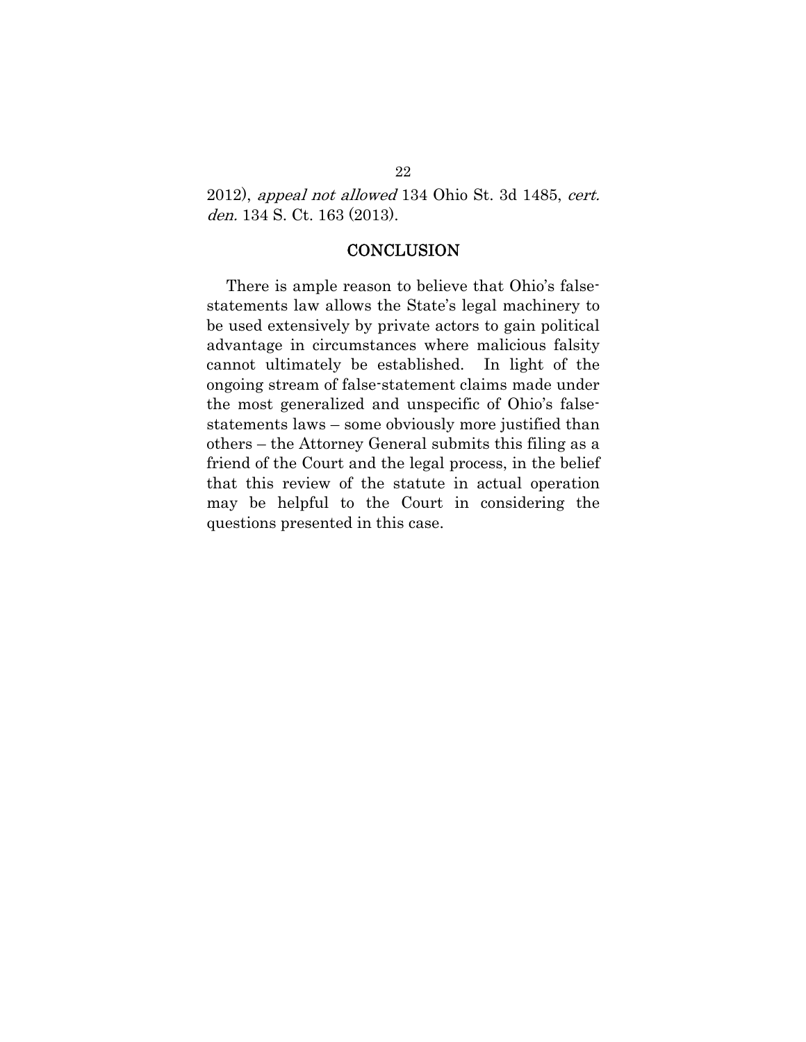2012), *appeal not allowed* 134 Ohio St. 3d 1485, *cert. den.* 134 S. Ct. 163 (2013).

## CONCLUSION

There is ample reason to believe that Ohio's false-statements law allows the State's legal machinery to be used extensively by private actors to gain political advantage in circumstances where malicious falsity cannot ultimately be established. In light of the ongoing stream of false-statement claims made under the most generalized and unspecific of Ohio's false-statements laws – some obviously more justified than others – the Attorney General submits this filing as a friend of the Court and the legal process, in the belief that this review of the statute in actual operation may be helpful to the Court in considering the questions presented in this case.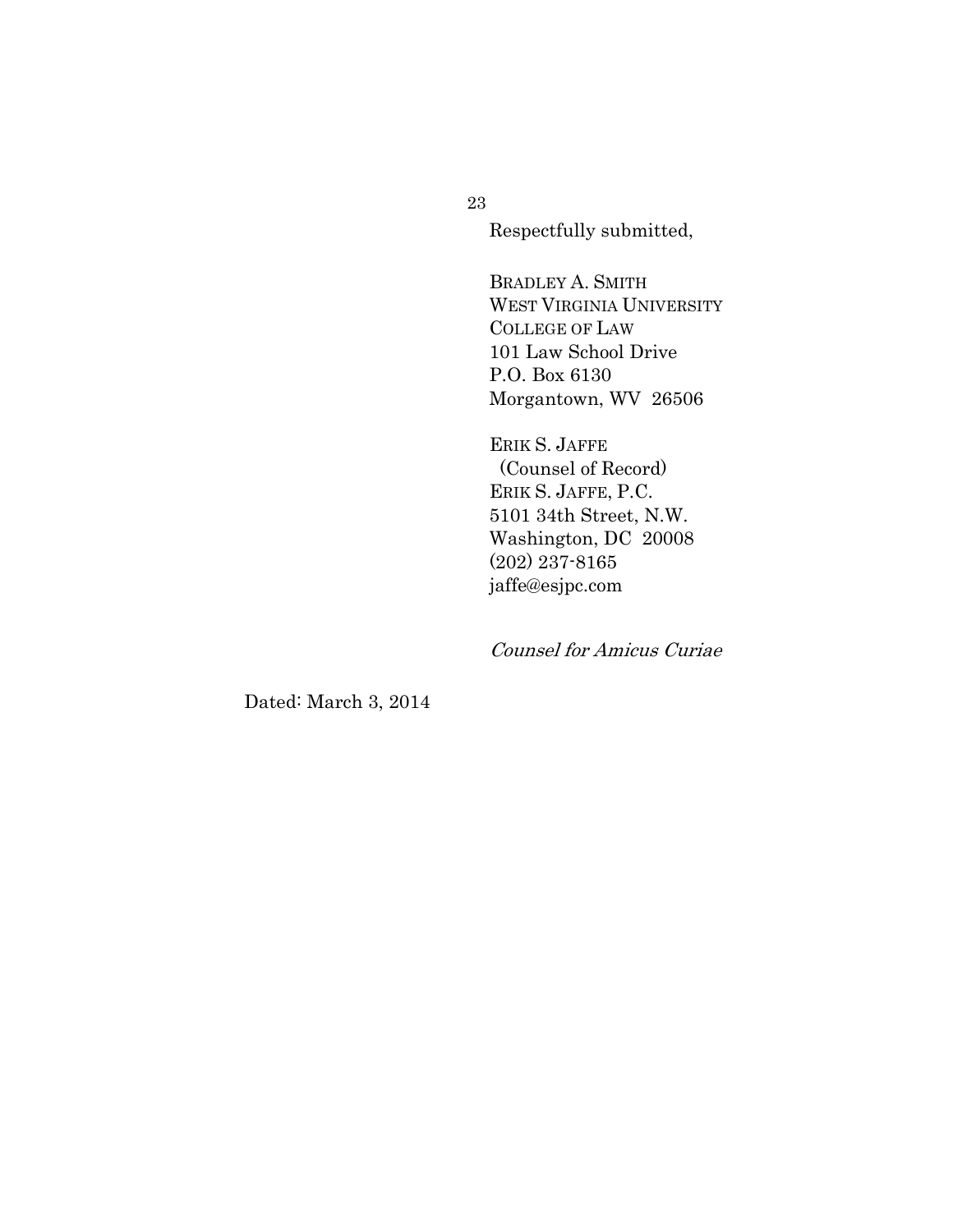Respectfully submitted,

BRADLEY A. SMITH
WEST VIRGINIA UNIVERSITY
COLLEGE OF LAW
101 Law School Drive
P.O. Box 6130
Morgantown, WV 26506

ERIK S. JAFFE
(Counsel of Record)
ERIK S. JAFFE, P.C.
5101 34th Street, N.W.
Washington, DC 20008
(202) 237-8165
jaffe@esjpc.com

*Counsel for Amicus Curiae*

Dated: March 3, 2014